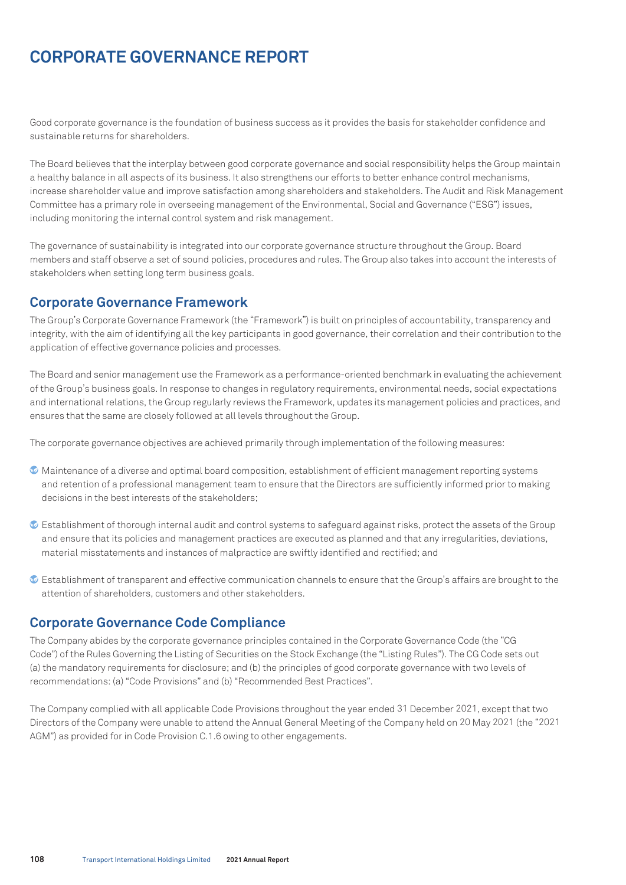# CORPORATE GOVERNANCE REPORT

Good corporate governance is the foundation of business success as it provides the basis for stakeholder confidence and sustainable returns for shareholders.

The Board believes that the interplay between good corporate governance and social responsibility helps the Group maintain a healthy balance in all aspects of its business. It also strengthens our efforts to better enhance control mechanisms, increase shareholder value and improve satisfaction among shareholders and stakeholders. The Audit and Risk Management Committee has a primary role in overseeing management of the Environmental, Social and Governance ("ESG") issues, including monitoring the internal control system and risk management.

The governance of sustainability is integrated into our corporate governance structure throughout the Group. Board members and staff observe a set of sound policies, procedures and rules. The Group also takes into account the interests of stakeholders when setting long term business goals.

## Corporate Governance Framework

The Group's Corporate Governance Framework (the "Framework") is built on principles of accountability, transparency and integrity, with the aim of identifying all the key participants in good governance, their correlation and their contribution to the application of effective governance policies and processes.

The Board and senior management use the Framework as a performance-oriented benchmark in evaluating the achievement of the Group's business goals. In response to changes in regulatory requirements, environmental needs, social expectations and international relations, the Group regularly reviews the Framework, updates its management policies and practices, and ensures that the same are closely followed at all levels throughout the Group.

The corporate governance objectives are achieved primarily through implementation of the following measures:

- Maintenance of a diverse and optimal board composition, establishment of efficient management reporting systems and retention of a professional management team to ensure that the Directors are sufficiently informed prior to making decisions in the best interests of the stakeholders;
- Establishment of thorough internal audit and control systems to safeguard against risks, protect the assets of the Group and ensure that its policies and management practices are executed as planned and that any irregularities, deviations, material misstatements and instances of malpractice are swiftly identified and rectified; and
- Establishment of transparent and effective communication channels to ensure that the Group's affairs are brought to the attention of shareholders, customers and other stakeholders.

## Corporate Governance Code Compliance

The Company abides by the corporate governance principles contained in the Corporate Governance Code (the "CG Code") of the Rules Governing the Listing of Securities on the Stock Exchange (the "Listing Rules"). The CG Code sets out (a) the mandatory requirements for disclosure; and (b) the principles of good corporate governance with two levels of recommendations: (a) "Code Provisions" and (b) "Recommended Best Practices".

The Company complied with all applicable Code Provisions throughout the year ended 31 December 2021, except that two Directors of the Company were unable to attend the Annual General Meeting of the Company held on 20 May 2021 (the "2021 AGM") as provided for in Code Provision C.1.6 owing to other engagements.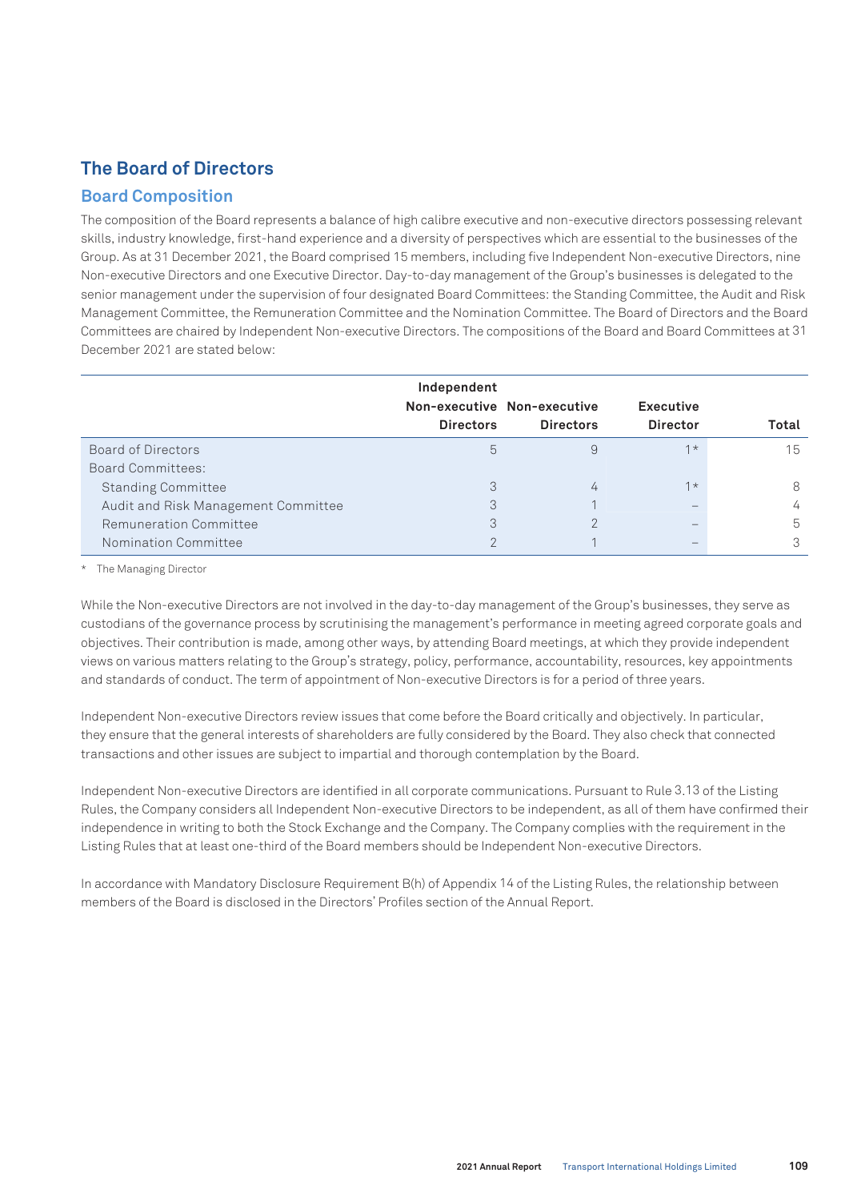## The Board of Directors

### Board Composition

The composition of the Board represents a balance of high calibre executive and non-executive directors possessing relevant skills, industry knowledge, first-hand experience and a diversity of perspectives which are essential to the businesses of the Group. As at 31 December 2021, the Board comprised 15 members, including five Independent Non-executive Directors, nine Non-executive Directors and one Executive Director. Day-to-day management of the Group's businesses is delegated to the senior management under the supervision of four designated Board Committees: the Standing Committee, the Audit and Risk Management Committee, the Remuneration Committee and the Nomination Committee. The Board of Directors and the Board Committees are chaired by Independent Non-executive Directors. The compositions of the Board and Board Committees at 31 December 2021 are stated below:

| | Independent Non-executive Directors | Non-executive Directors | Executive Director | Total |
|---|---|---|---|---|
| Board of Directors | 5 | 9 | 1* | 15 |
| Board Committees: | | | | |
| Standing Committee | 3 | 4 | 1* | 8 |
| Audit and Risk Management Committee | 3 | 1 | – | 4 |
| Remuneration Committee | 3 | 2 | – | 5 |
| Nomination Committee | 2 | 1 | – | 3 |

\* The Managing Director

While the Non-executive Directors are not involved in the day-to-day management of the Group's businesses, they serve as custodians of the governance process by scrutinising the management's performance in meeting agreed corporate goals and objectives. Their contribution is made, among other ways, by attending Board meetings, at which they provide independent views on various matters relating to the Group's strategy, policy, performance, accountability, resources, key appointments and standards of conduct. The term of appointment of Non-executive Directors is for a period of three years.

Independent Non-executive Directors review issues that come before the Board critically and objectively. In particular, they ensure that the general interests of shareholders are fully considered by the Board. They also check that connected transactions and other issues are subject to impartial and thorough contemplation by the Board.

Independent Non-executive Directors are identified in all corporate communications. Pursuant to Rule 3.13 of the Listing Rules, the Company considers all Independent Non-executive Directors to be independent, as all of them have confirmed their independence in writing to both the Stock Exchange and the Company. The Company complies with the requirement in the Listing Rules that at least one-third of the Board members should be Independent Non-executive Directors.

In accordance with Mandatory Disclosure Requirement B(h) of Appendix 14 of the Listing Rules, the relationship between members of the Board is disclosed in the Directors' Profiles section of the Annual Report.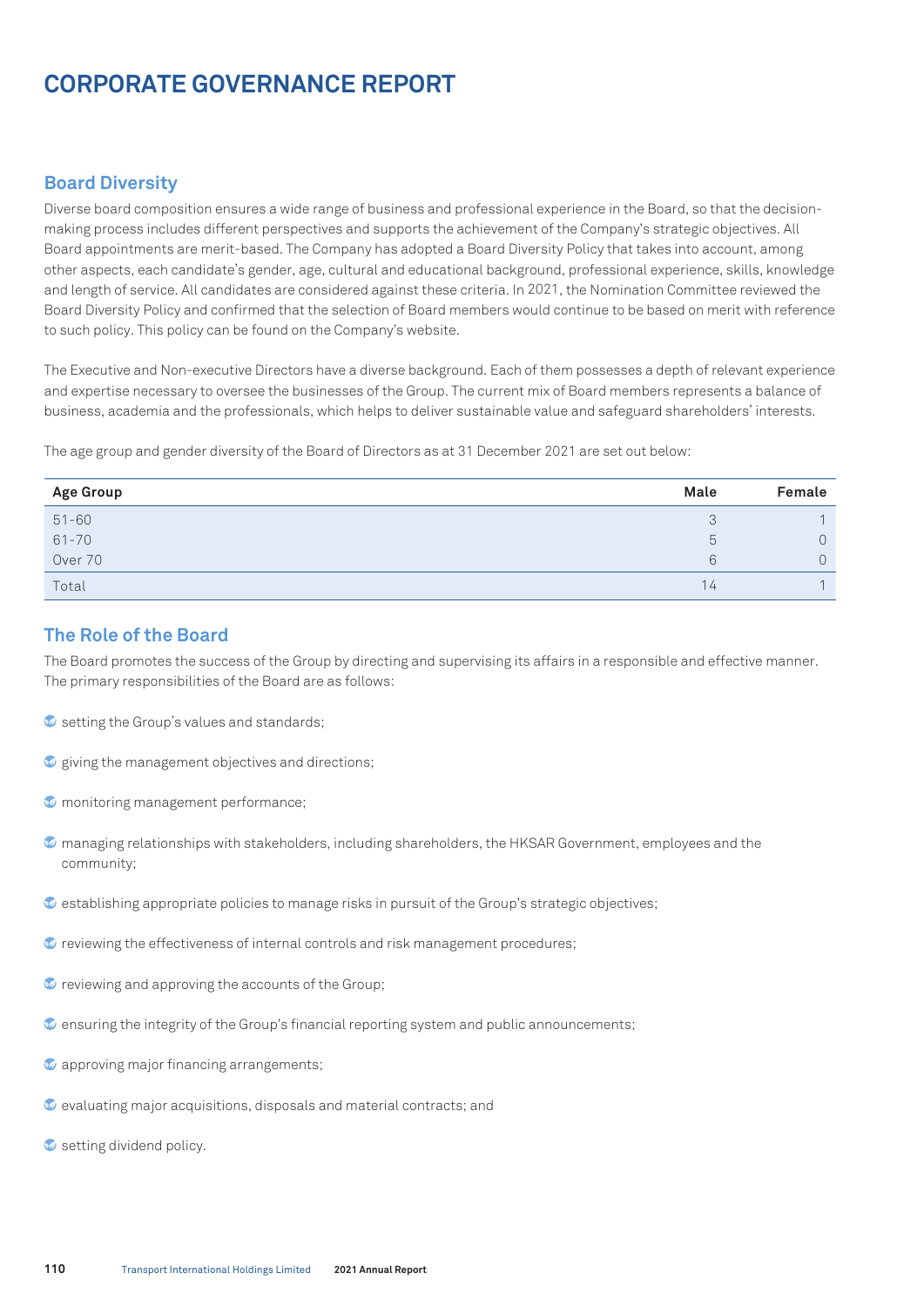# CORPORATE GOVERNANCE REPORT

## Board Diversity

Diverse board composition ensures a wide range of business and professional experience in the Board, so that the decision-making process includes different perspectives and supports the achievement of the Company's strategic objectives. All Board appointments are merit-based. The Company has adopted a Board Diversity Policy that takes into account, among other aspects, each candidate's gender, age, cultural and educational background, professional experience, skills, knowledge and length of service. All candidates are considered against these criteria. In 2021, the Nomination Committee reviewed the Board Diversity Policy and confirmed that the selection of Board members would continue to be based on merit with reference to such policy. This policy can be found on the Company's website.

The Executive and Non-executive Directors have a diverse background. Each of them possesses a depth of relevant experience and expertise necessary to oversee the businesses of the Group. The current mix of Board members represents a balance of business, academia and the professionals, which helps to deliver sustainable value and safeguard shareholders' interests.

The age group and gender diversity of the Board of Directors as at 31 December 2021 are set out below:

| Age Group | Male | Female |
|---|---|---|
| 51-60 | 3 | 1 |
| 61-70 | 5 | 0 |
| Over 70 | 6 | 0 |
| Total | 14 | 1 |

## The Role of the Board

The Board promotes the success of the Group by directing and supervising its affairs in a responsible and effective manner. The primary responsibilities of the Board are as follows:

- setting the Group's values and standards;
- giving the management objectives and directions;
- monitoring management performance;
- managing relationships with stakeholders, including shareholders, the HKSAR Government, employees and the community;
- establishing appropriate policies to manage risks in pursuit of the Group's strategic objectives;
- reviewing the effectiveness of internal controls and risk management procedures;
- reviewing and approving the accounts of the Group;
- ensuring the integrity of the Group's financial reporting system and public announcements;
- approving major financing arrangements;
- evaluating major acquisitions, disposals and material contracts; and
- setting dividend policy.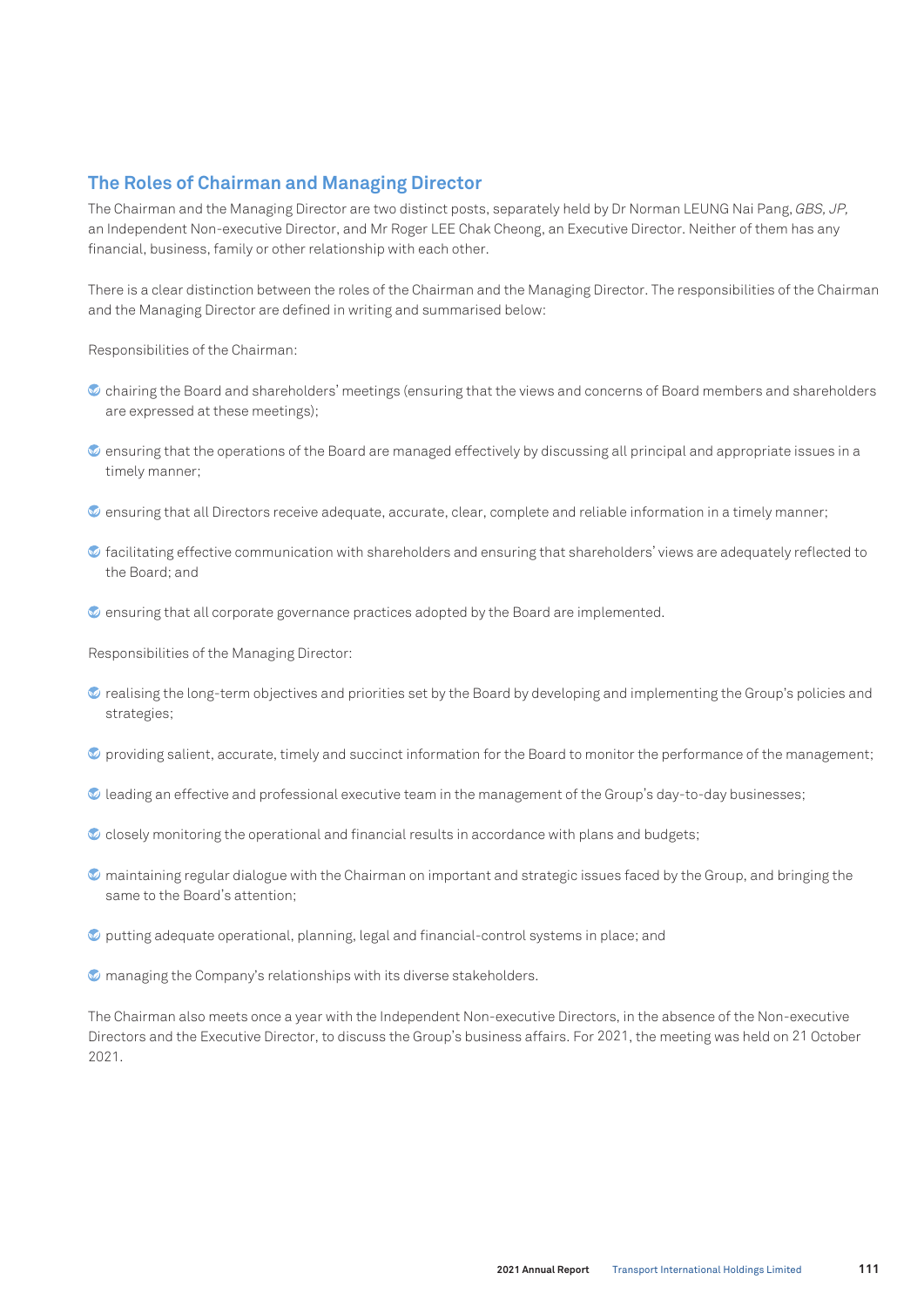## The Roles of Chairman and Managing Director

The Chairman and the Managing Director are two distinct posts, separately held by Dr Norman LEUNG Nai Pang, *GBS, JP,* an Independent Non-executive Director, and Mr Roger LEE Chak Cheong, an Executive Director. Neither of them has any financial, business, family or other relationship with each other.

There is a clear distinction between the roles of the Chairman and the Managing Director. The responsibilities of the Chairman and the Managing Director are defined in writing and summarised below:

Responsibilities of the Chairman:

- chairing the Board and shareholders' meetings (ensuring that the views and concerns of Board members and shareholders are expressed at these meetings);
- ensuring that the operations of the Board are managed effectively by discussing all principal and appropriate issues in a timely manner;
- ensuring that all Directors receive adequate, accurate, clear, complete and reliable information in a timely manner;
- facilitating effective communication with shareholders and ensuring that shareholders' views are adequately reflected to the Board; and
- ensuring that all corporate governance practices adopted by the Board are implemented.

Responsibilities of the Managing Director:

- realising the long-term objectives and priorities set by the Board by developing and implementing the Group's policies and strategies;
- providing salient, accurate, timely and succinct information for the Board to monitor the performance of the management;
- leading an effective and professional executive team in the management of the Group's day-to-day businesses;
- closely monitoring the operational and financial results in accordance with plans and budgets;
- maintaining regular dialogue with the Chairman on important and strategic issues faced by the Group, and bringing the same to the Board's attention;
- putting adequate operational, planning, legal and financial-control systems in place; and
- managing the Company's relationships with its diverse stakeholders.

The Chairman also meets once a year with the Independent Non-executive Directors, in the absence of the Non-executive Directors and the Executive Director, to discuss the Group's business affairs. For 2021, the meeting was held on 21 October 2021.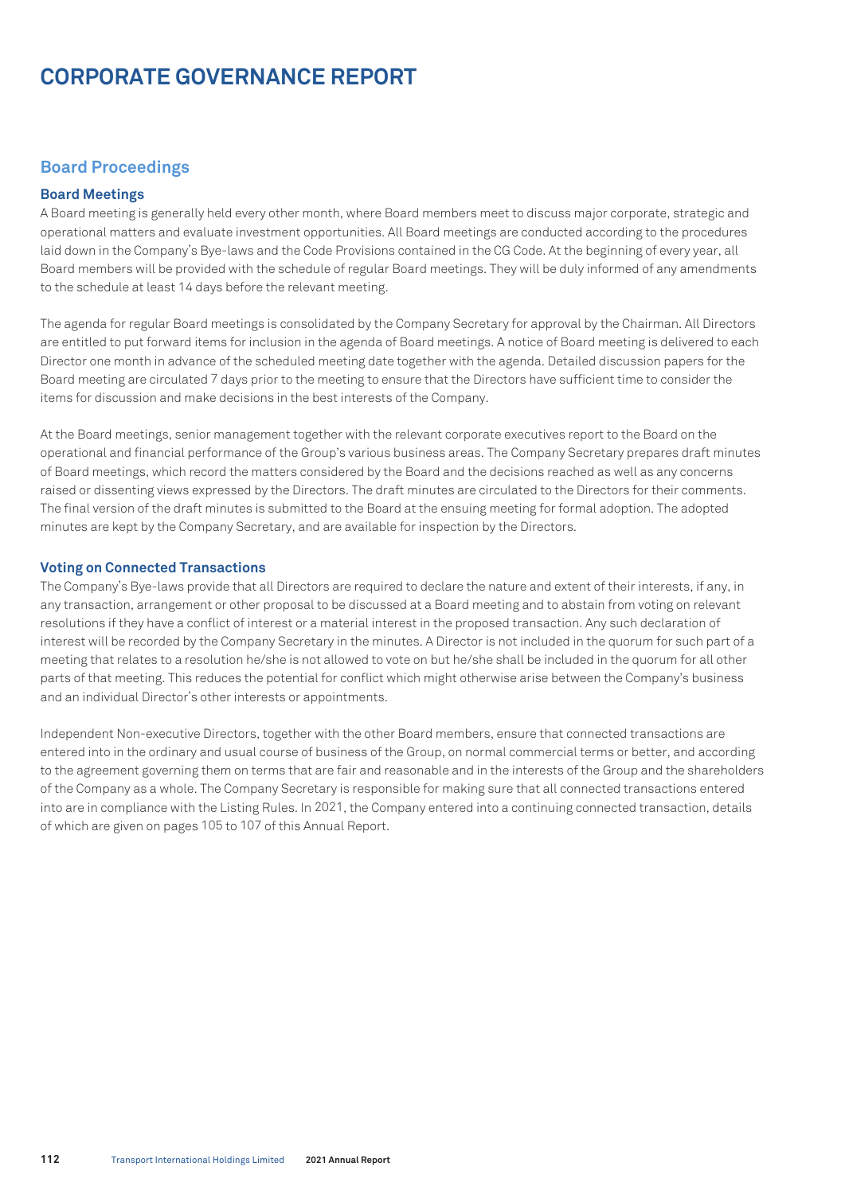# CORPORATE GOVERNANCE REPORT

## Board Proceedings

### Board Meetings

A Board meeting is generally held every other month, where Board members meet to discuss major corporate, strategic and operational matters and evaluate investment opportunities. All Board meetings are conducted according to the procedures laid down in the Company's Bye-laws and the Code Provisions contained in the CG Code. At the beginning of every year, all Board members will be provided with the schedule of regular Board meetings. They will be duly informed of any amendments to the schedule at least 14 days before the relevant meeting.

The agenda for regular Board meetings is consolidated by the Company Secretary for approval by the Chairman. All Directors are entitled to put forward items for inclusion in the agenda of Board meetings. A notice of Board meeting is delivered to each Director one month in advance of the scheduled meeting date together with the agenda. Detailed discussion papers for the Board meeting are circulated 7 days prior to the meeting to ensure that the Directors have sufficient time to consider the items for discussion and make decisions in the best interests of the Company.

At the Board meetings, senior management together with the relevant corporate executives report to the Board on the operational and financial performance of the Group's various business areas. The Company Secretary prepares draft minutes of Board meetings, which record the matters considered by the Board and the decisions reached as well as any concerns raised or dissenting views expressed by the Directors. The draft minutes are circulated to the Directors for their comments. The final version of the draft minutes is submitted to the Board at the ensuing meeting for formal adoption. The adopted minutes are kept by the Company Secretary, and are available for inspection by the Directors.

### Voting on Connected Transactions

The Company's Bye-laws provide that all Directors are required to declare the nature and extent of their interests, if any, in any transaction, arrangement or other proposal to be discussed at a Board meeting and to abstain from voting on relevant resolutions if they have a conflict of interest or a material interest in the proposed transaction. Any such declaration of interest will be recorded by the Company Secretary in the minutes. A Director is not included in the quorum for such part of a meeting that relates to a resolution he/she is not allowed to vote on but he/she shall be included in the quorum for all other parts of that meeting. This reduces the potential for conflict which might otherwise arise between the Company's business and an individual Director's other interests or appointments.

Independent Non-executive Directors, together with the other Board members, ensure that connected transactions are entered into in the ordinary and usual course of business of the Group, on normal commercial terms or better, and according to the agreement governing them on terms that are fair and reasonable and in the interests of the Group and the shareholders of the Company as a whole. The Company Secretary is responsible for making sure that all connected transactions entered into are in compliance with the Listing Rules. In 2021, the Company entered into a continuing connected transaction, details of which are given on pages 105 to 107 of this Annual Report.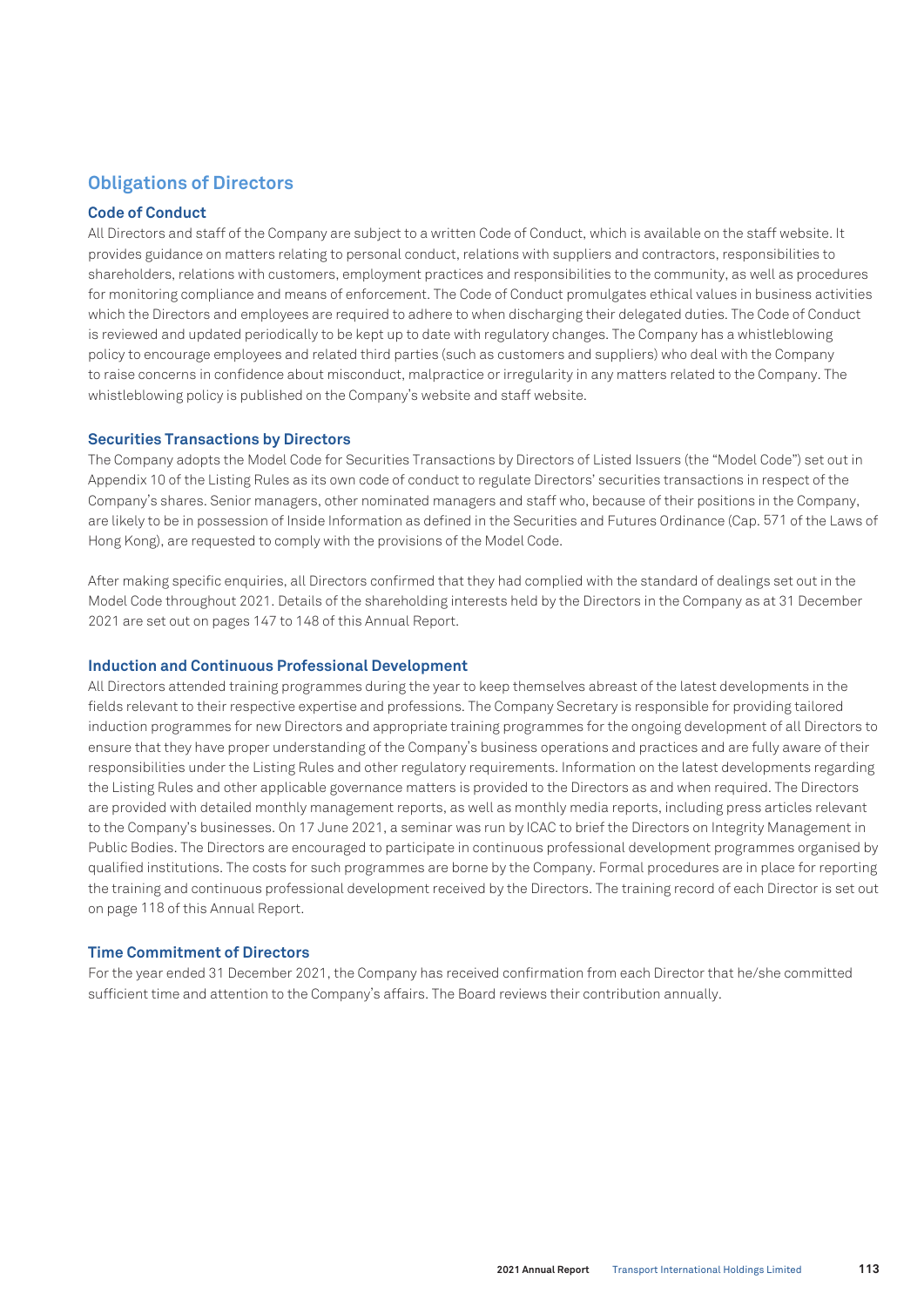## Obligations of Directors

### Code of Conduct

All Directors and staff of the Company are subject to a written Code of Conduct, which is available on the staff website. It provides guidance on matters relating to personal conduct, relations with suppliers and contractors, responsibilities to shareholders, relations with customers, employment practices and responsibilities to the community, as well as procedures for monitoring compliance and means of enforcement. The Code of Conduct promulgates ethical values in business activities which the Directors and employees are required to adhere to when discharging their delegated duties. The Code of Conduct is reviewed and updated periodically to be kept up to date with regulatory changes. The Company has a whistleblowing policy to encourage employees and related third parties (such as customers and suppliers) who deal with the Company to raise concerns in confidence about misconduct, malpractice or irregularity in any matters related to the Company. The whistleblowing policy is published on the Company's website and staff website.

### Securities Transactions by Directors

The Company adopts the Model Code for Securities Transactions by Directors of Listed Issuers (the "Model Code") set out in Appendix 10 of the Listing Rules as its own code of conduct to regulate Directors' securities transactions in respect of the Company's shares. Senior managers, other nominated managers and staff who, because of their positions in the Company, are likely to be in possession of Inside Information as defined in the Securities and Futures Ordinance (Cap. 571 of the Laws of Hong Kong), are requested to comply with the provisions of the Model Code.

After making specific enquiries, all Directors confirmed that they had complied with the standard of dealings set out in the Model Code throughout 2021. Details of the shareholding interests held by the Directors in the Company as at 31 December 2021 are set out on pages 147 to 148 of this Annual Report.

### Induction and Continuous Professional Development

All Directors attended training programmes during the year to keep themselves abreast of the latest developments in the fields relevant to their respective expertise and professions. The Company Secretary is responsible for providing tailored induction programmes for new Directors and appropriate training programmes for the ongoing development of all Directors to ensure that they have proper understanding of the Company's business operations and practices and are fully aware of their responsibilities under the Listing Rules and other regulatory requirements. Information on the latest developments regarding the Listing Rules and other applicable governance matters is provided to the Directors as and when required. The Directors are provided with detailed monthly management reports, as well as monthly media reports, including press articles relevant to the Company's businesses. On 17 June 2021, a seminar was run by ICAC to brief the Directors on Integrity Management in Public Bodies. The Directors are encouraged to participate in continuous professional development programmes organised by qualified institutions. The costs for such programmes are borne by the Company. Formal procedures are in place for reporting the training and continuous professional development received by the Directors. The training record of each Director is set out on page 118 of this Annual Report.

### Time Commitment of Directors

For the year ended 31 December 2021, the Company has received confirmation from each Director that he/she committed sufficient time and attention to the Company's affairs. The Board reviews their contribution annually.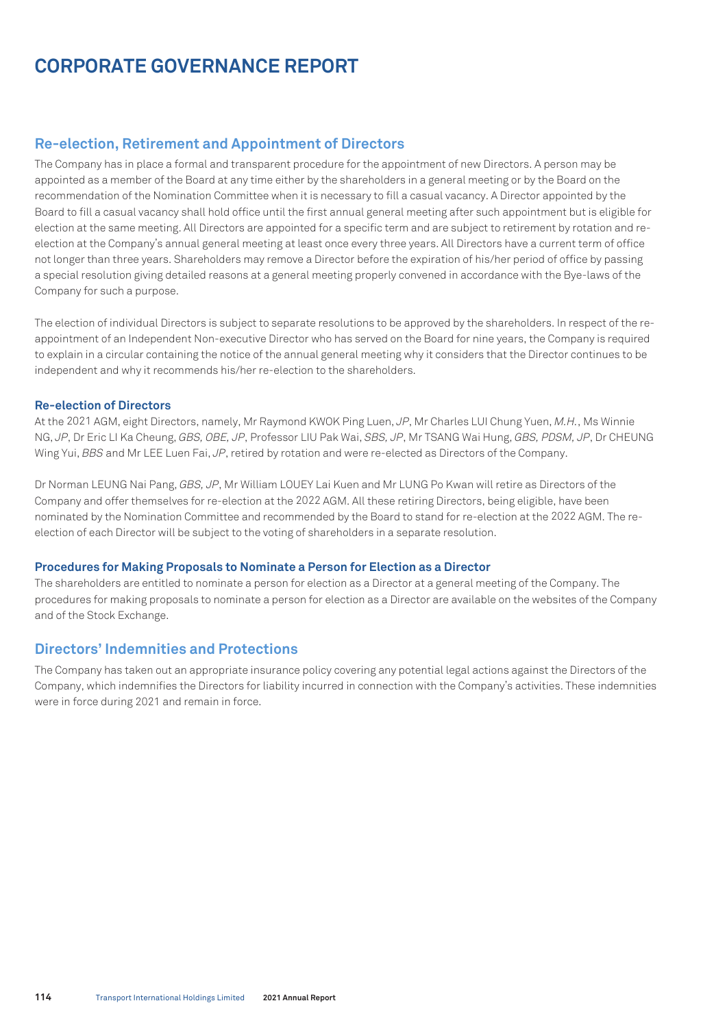# CORPORATE GOVERNANCE REPORT

## Re-election, Retirement and Appointment of Directors

The Company has in place a formal and transparent procedure for the appointment of new Directors. A person may be appointed as a member of the Board at any time either by the shareholders in a general meeting or by the Board on the recommendation of the Nomination Committee when it is necessary to fill a casual vacancy. A Director appointed by the Board to fill a casual vacancy shall hold office until the first annual general meeting after such appointment but is eligible for election at the same meeting. All Directors are appointed for a specific term and are subject to retirement by rotation and re-election at the Company's annual general meeting at least once every three years. All Directors have a current term of office not longer than three years. Shareholders may remove a Director before the expiration of his/her period of office by passing a special resolution giving detailed reasons at a general meeting properly convened in accordance with the Bye-laws of the Company for such a purpose.

The election of individual Directors is subject to separate resolutions to be approved by the shareholders. In respect of the re-appointment of an Independent Non-executive Director who has served on the Board for nine years, the Company is required to explain in a circular containing the notice of the annual general meeting why it considers that the Director continues to be independent and why it recommends his/her re-election to the shareholders.

### Re-election of Directors

At the 2021 AGM, eight Directors, namely, Mr Raymond KWOK Ping Luen, *JP*, Mr Charles LUI Chung Yuen, *M.H.*, Ms Winnie NG, *JP*, Dr Eric LI Ka Cheung, *GBS, OBE, JP*, Professor LIU Pak Wai, *SBS, JP*, Mr TSANG Wai Hung, *GBS, PDSM, JP*, Dr CHEUNG Wing Yui, *BBS* and Mr LEE Luen Fai, *JP*, retired by rotation and were re-elected as Directors of the Company.

Dr Norman LEUNG Nai Pang, *GBS, JP*, Mr William LOUEY Lai Kuen and Mr LUNG Po Kwan will retire as Directors of the Company and offer themselves for re-election at the 2022 AGM. All these retiring Directors, being eligible, have been nominated by the Nomination Committee and recommended by the Board to stand for re-election at the 2022 AGM. The re-election of each Director will be subject to the voting of shareholders in a separate resolution.

### Procedures for Making Proposals to Nominate a Person for Election as a Director

The shareholders are entitled to nominate a person for election as a Director at a general meeting of the Company. The procedures for making proposals to nominate a person for election as a Director are available on the websites of the Company and of the Stock Exchange.

## Directors' Indemnities and Protections

The Company has taken out an appropriate insurance policy covering any potential legal actions against the Directors of the Company, which indemnifies the Directors for liability incurred in connection with the Company's activities. These indemnities were in force during 2021 and remain in force.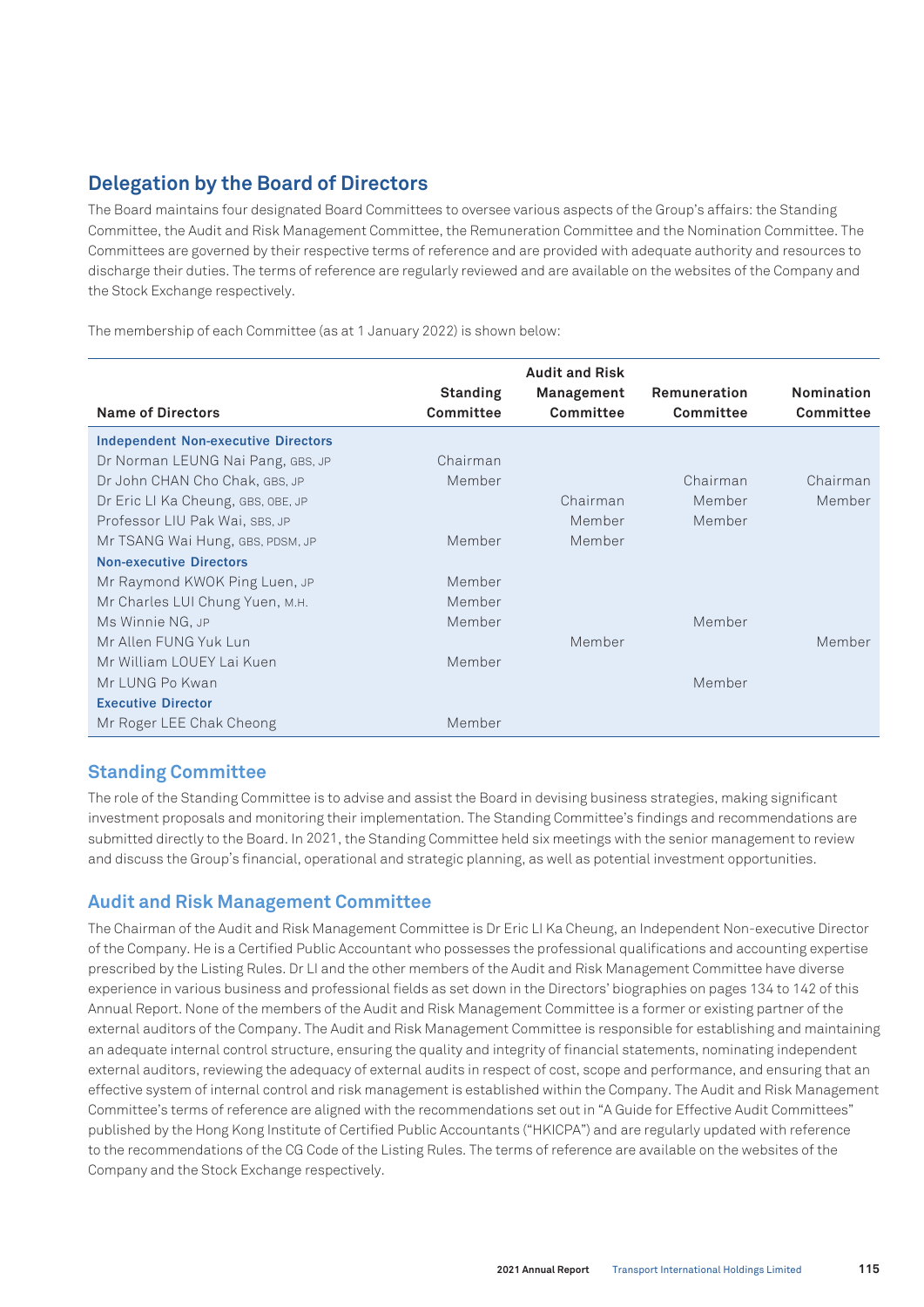## Delegation by the Board of Directors

The Board maintains four designated Board Committees to oversee various aspects of the Group's affairs: the Standing Committee, the Audit and Risk Management Committee, the Remuneration Committee and the Nomination Committee. The Committees are governed by their respective terms of reference and are provided with adequate authority and resources to discharge their duties. The terms of reference are regularly reviewed and are available on the websites of the Company and the Stock Exchange respectively.

The membership of each Committee (as at 1 January 2022) is shown below:

| Name of Directors | Standing Committee | Audit and Risk Management Committee | Remuneration Committee | Nomination Committee |
|---|---|---|---|---|
| **Independent Non-executive Directors** | | | | |
| Dr Norman LEUNG Nai Pang, GBS, JP | Chairman | | | |
| Dr John CHAN Cho Chak, GBS, JP | Member | | Chairman | Chairman |
| Dr Eric LI Ka Cheung, GBS, OBE, JP | | Chairman | Member | Member |
| Professor LIU Pak Wai, SBS, JP | | Member | Member | |
| Mr TSANG Wai Hung, GBS, PDSM, JP | Member | Member | | |
| **Non-executive Directors** | | | | |
| Mr Raymond KWOK Ping Luen, JP | Member | | | |
| Mr Charles LUI Chung Yuen, M.H. | Member | | | |
| Ms Winnie NG, JP | Member | | Member | |
| Mr Allen FUNG Yuk Lun | | Member | | Member |
| Mr William LOUEY Lai Kuen | Member | | | |
| Mr LUNG Po Kwan | | | Member | |
| **Executive Director** | | | | |
| Mr Roger LEE Chak Cheong | Member | | | |

### Standing Committee

The role of the Standing Committee is to advise and assist the Board in devising business strategies, making significant investment proposals and monitoring their implementation. The Standing Committee's findings and recommendations are submitted directly to the Board. In 2021, the Standing Committee held six meetings with the senior management to review and discuss the Group's financial, operational and strategic planning, as well as potential investment opportunities.

### Audit and Risk Management Committee

The Chairman of the Audit and Risk Management Committee is Dr Eric LI Ka Cheung, an Independent Non-executive Director of the Company. He is a Certified Public Accountant who possesses the professional qualifications and accounting expertise prescribed by the Listing Rules. Dr LI and the other members of the Audit and Risk Management Committee have diverse experience in various business and professional fields as set down in the Directors' biographies on pages 134 to 142 of this Annual Report. None of the members of the Audit and Risk Management Committee is a former or existing partner of the external auditors of the Company. The Audit and Risk Management Committee is responsible for establishing and maintaining an adequate internal control structure, ensuring the quality and integrity of financial statements, nominating independent external auditors, reviewing the adequacy of external audits in respect of cost, scope and performance, and ensuring that an effective system of internal control and risk management is established within the Company. The Audit and Risk Management Committee's terms of reference are aligned with the recommendations set out in "A Guide for Effective Audit Committees" published by the Hong Kong Institute of Certified Public Accountants ("HKICPA") and are regularly updated with reference to the recommendations of the CG Code of the Listing Rules. The terms of reference are available on the websites of the Company and the Stock Exchange respectively.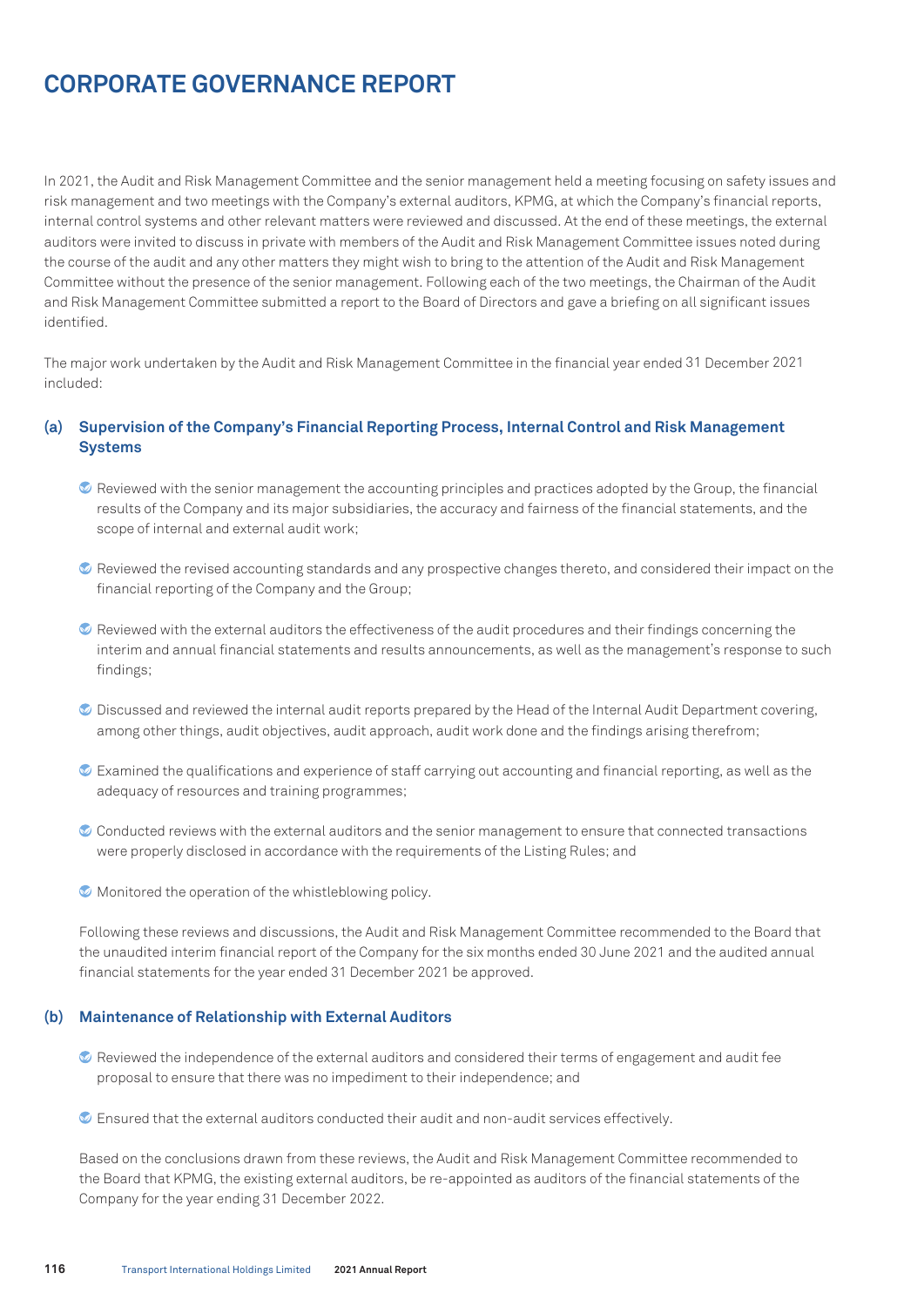# CORPORATE GOVERNANCE REPORT

In 2021, the Audit and Risk Management Committee and the senior management held a meeting focusing on safety issues and risk management and two meetings with the Company's external auditors, KPMG, at which the Company's financial reports, internal control systems and other relevant matters were reviewed and discussed. At the end of these meetings, the external auditors were invited to discuss in private with members of the Audit and Risk Management Committee issues noted during the course of the audit and any other matters they might wish to bring to the attention of the Audit and Risk Management Committee without the presence of the senior management. Following each of the two meetings, the Chairman of the Audit and Risk Management Committee submitted a report to the Board of Directors and gave a briefing on all significant issues identified.

The major work undertaken by the Audit and Risk Management Committee in the financial year ended 31 December 2021 included:

### (a) Supervision of the Company's Financial Reporting Process, Internal Control and Risk Management Systems

- Reviewed with the senior management the accounting principles and practices adopted by the Group, the financial results of the Company and its major subsidiaries, the accuracy and fairness of the financial statements, and the scope of internal and external audit work;
- Reviewed the revised accounting standards and any prospective changes thereto, and considered their impact on the financial reporting of the Company and the Group;
- Reviewed with the external auditors the effectiveness of the audit procedures and their findings concerning the interim and annual financial statements and results announcements, as well as the management's response to such findings;
- Discussed and reviewed the internal audit reports prepared by the Head of the Internal Audit Department covering, among other things, audit objectives, audit approach, audit work done and the findings arising therefrom;
- Examined the qualifications and experience of staff carrying out accounting and financial reporting, as well as the adequacy of resources and training programmes;
- Conducted reviews with the external auditors and the senior management to ensure that connected transactions were properly disclosed in accordance with the requirements of the Listing Rules; and
- Monitored the operation of the whistleblowing policy.

Following these reviews and discussions, the Audit and Risk Management Committee recommended to the Board that the unaudited interim financial report of the Company for the six months ended 30 June 2021 and the audited annual financial statements for the year ended 31 December 2021 be approved.

### (b) Maintenance of Relationship with External Auditors

- Reviewed the independence of the external auditors and considered their terms of engagement and audit fee proposal to ensure that there was no impediment to their independence; and
- Ensured that the external auditors conducted their audit and non-audit services effectively.

Based on the conclusions drawn from these reviews, the Audit and Risk Management Committee recommended to the Board that KPMG, the existing external auditors, be re-appointed as auditors of the financial statements of the Company for the year ending 31 December 2022.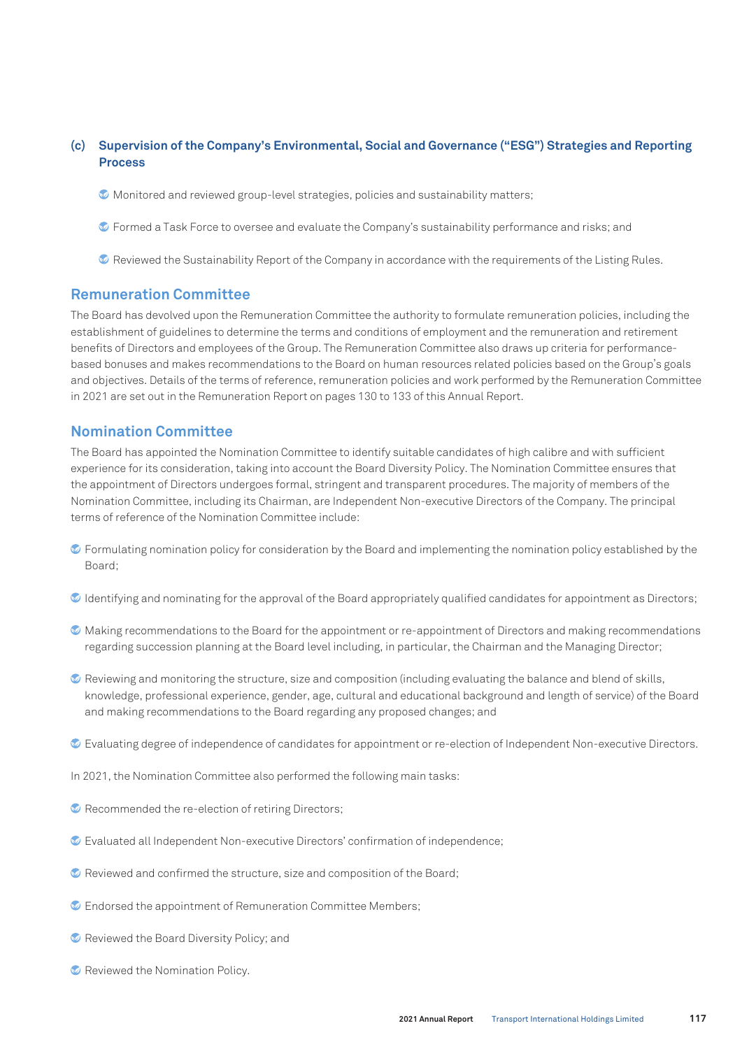### (c) Supervision of the Company's Environmental, Social and Governance ("ESG") Strategies and Reporting Process

- Monitored and reviewed group-level strategies, policies and sustainability matters;
- Formed a Task Force to oversee and evaluate the Company's sustainability performance and risks; and
- Reviewed the Sustainability Report of the Company in accordance with the requirements of the Listing Rules.

## Remuneration Committee

The Board has devolved upon the Remuneration Committee the authority to formulate remuneration policies, including the establishment of guidelines to determine the terms and conditions of employment and the remuneration and retirement benefits of Directors and employees of the Group. The Remuneration Committee also draws up criteria for performance-based bonuses and makes recommendations to the Board on human resources related policies based on the Group's goals and objectives. Details of the terms of reference, remuneration policies and work performed by the Remuneration Committee in 2021 are set out in the Remuneration Report on pages 130 to 133 of this Annual Report.

## Nomination Committee

The Board has appointed the Nomination Committee to identify suitable candidates of high calibre and with sufficient experience for its consideration, taking into account the Board Diversity Policy. The Nomination Committee ensures that the appointment of Directors undergoes formal, stringent and transparent procedures. The majority of members of the Nomination Committee, including its Chairman, are Independent Non-executive Directors of the Company. The principal terms of reference of the Nomination Committee include:

- Formulating nomination policy for consideration by the Board and implementing the nomination policy established by the Board;
- Identifying and nominating for the approval of the Board appropriately qualified candidates for appointment as Directors;
- Making recommendations to the Board for the appointment or re-appointment of Directors and making recommendations regarding succession planning at the Board level including, in particular, the Chairman and the Managing Director;
- Reviewing and monitoring the structure, size and composition (including evaluating the balance and blend of skills, knowledge, professional experience, gender, age, cultural and educational background and length of service) of the Board and making recommendations to the Board regarding any proposed changes; and
- Evaluating degree of independence of candidates for appointment or re-election of Independent Non-executive Directors.

In 2021, the Nomination Committee also performed the following main tasks:

- Recommended the re-election of retiring Directors;
- Evaluated all Independent Non-executive Directors' confirmation of independence;
- Reviewed and confirmed the structure, size and composition of the Board;
- Endorsed the appointment of Remuneration Committee Members;
- Reviewed the Board Diversity Policy; and
- Reviewed the Nomination Policy.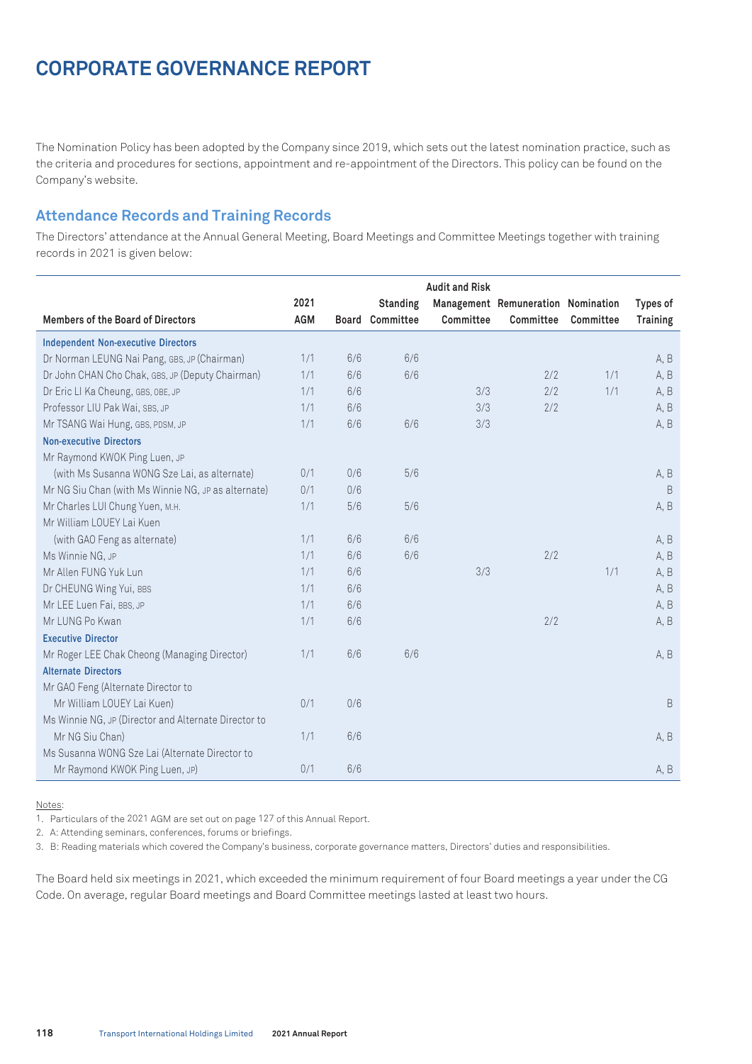# CORPORATE GOVERNANCE REPORT

The Nomination Policy has been adopted by the Company since 2019, which sets out the latest nomination practice, such as the criteria and procedures for sections, appointment and re-appointment of the Directors. This policy can be found on the Company's website.

## Attendance Records and Training Records

The Directors' attendance at the Annual General Meeting, Board Meetings and Committee Meetings together with training records in 2021 is given below:

| Members of the Board of Directors | 2021 AGM | Board | Standing Committee | Audit and Risk Management Committee | Remuneration Committee | Nomination Committee | Types of Training |
|---|---|---|---|---|---|---|---|
| **Independent Non-executive Directors** | | | | | | | |
| Dr Norman LEUNG Nai Pang, GBS, JP (Chairman) | 1/1 | 6/6 | 6/6 | | | | A, B |
| Dr John CHAN Cho Chak, GBS, JP (Deputy Chairman) | 1/1 | 6/6 | 6/6 | | 2/2 | 1/1 | A, B |
| Dr Eric LI Ka Cheung, GBS, OBE, JP | 1/1 | 6/6 | | 3/3 | 2/2 | 1/1 | A, B |
| Professor LIU Pak Wai, SBS, JP | 1/1 | 6/6 | | 3/3 | 2/2 | | A, B |
| Mr TSANG Wai Hung, GBS, PDSM, JP | 1/1 | 6/6 | 6/6 | 3/3 | | | A, B |
| **Non-executive Directors** | | | | | | | |
| Mr Raymond KWOK Ping Luen, JP (with Ms Susanna WONG Sze Lai, as alternate) | 0/1 | 0/6 | 5/6 | | | | A, B |
| Mr NG Siu Chan (with Ms Winnie NG, JP as alternate) | 0/1 | 0/6 | | | | | B |
| Mr Charles LUI Chung Yuen, M.H. | 1/1 | 5/6 | 5/6 | | | | A, B |
| Mr William LOUEY Lai Kuen (with GAO Feng as alternate) | 1/1 | 6/6 | 6/6 | | | | A, B |
| Ms Winnie NG, JP | 1/1 | 6/6 | 6/6 | | 2/2 | | A, B |
| Mr Allen FUNG Yuk Lun | 1/1 | 6/6 | | 3/3 | | 1/1 | A, B |
| Dr CHEUNG Wing Yui, BBS | 1/1 | 6/6 | | | | | A, B |
| Mr LEE Luen Fai, BBS, JP | 1/1 | 6/6 | | | | | A, B |
| Mr LUNG Po Kwan | 1/1 | 6/6 | | | 2/2 | | A, B |
| **Executive Director** | | | | | | | |
| Mr Roger LEE Chak Cheong (Managing Director) | 1/1 | 6/6 | 6/6 | | | | A, B |
| **Alternate Directors** | | | | | | | |
| Mr GAO Feng (Alternate Director to Mr William LOUEY Lai Kuen) | 0/1 | 0/6 | | | | | B |
| Ms Winnie NG, JP (Director and Alternate Director to Mr NG Siu Chan) | 1/1 | 6/6 | | | | | A, B |
| Ms Susanna WONG Sze Lai (Alternate Director to Mr Raymond KWOK Ping Luen, JP) | 0/1 | 6/6 | | | | | A, B |

Notes:

1. Particulars of the 2021 AGM are set out on page 127 of this Annual Report.
2. A: Attending seminars, conferences, forums or briefings.
3. B: Reading materials which covered the Company's business, corporate governance matters, Directors' duties and responsibilities.

The Board held six meetings in 2021, which exceeded the minimum requirement of four Board meetings a year under the CG Code. On average, regular Board meetings and Board Committee meetings lasted at least two hours.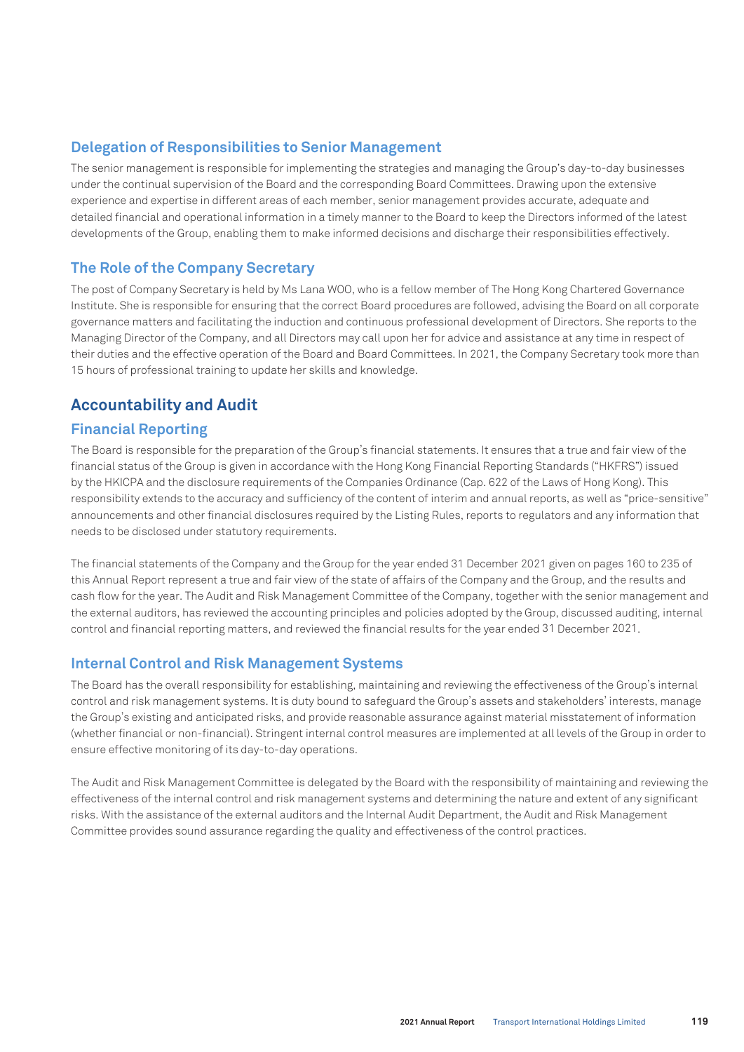### Delegation of Responsibilities to Senior Management

The senior management is responsible for implementing the strategies and managing the Group's day-to-day businesses under the continual supervision of the Board and the corresponding Board Committees. Drawing upon the extensive experience and expertise in different areas of each member, senior management provides accurate, adequate and detailed financial and operational information in a timely manner to the Board to keep the Directors informed of the latest developments of the Group, enabling them to make informed decisions and discharge their responsibilities effectively.

### The Role of the Company Secretary

The post of Company Secretary is held by Ms Lana WOO, who is a fellow member of The Hong Kong Chartered Governance Institute. She is responsible for ensuring that the correct Board procedures are followed, advising the Board on all corporate governance matters and facilitating the induction and continuous professional development of Directors. She reports to the Managing Director of the Company, and all Directors may call upon her for advice and assistance at any time in respect of their duties and the effective operation of the Board and Board Committees. In 2021, the Company Secretary took more than 15 hours of professional training to update her skills and knowledge.

## Accountability and Audit

### Financial Reporting

The Board is responsible for the preparation of the Group's financial statements. It ensures that a true and fair view of the financial status of the Group is given in accordance with the Hong Kong Financial Reporting Standards ("HKFRS") issued by the HKICPA and the disclosure requirements of the Companies Ordinance (Cap. 622 of the Laws of Hong Kong). This responsibility extends to the accuracy and sufficiency of the content of interim and annual reports, as well as "price-sensitive" announcements and other financial disclosures required by the Listing Rules, reports to regulators and any information that needs to be disclosed under statutory requirements.

The financial statements of the Company and the Group for the year ended 31 December 2021 given on pages 160 to 235 of this Annual Report represent a true and fair view of the state of affairs of the Company and the Group, and the results and cash flow for the year. The Audit and Risk Management Committee of the Company, together with the senior management and the external auditors, has reviewed the accounting principles and policies adopted by the Group, discussed auditing, internal control and financial reporting matters, and reviewed the financial results for the year ended 31 December 2021.

### Internal Control and Risk Management Systems

The Board has the overall responsibility for establishing, maintaining and reviewing the effectiveness of the Group's internal control and risk management systems. It is duty bound to safeguard the Group's assets and stakeholders' interests, manage the Group's existing and anticipated risks, and provide reasonable assurance against material misstatement of information (whether financial or non-financial). Stringent internal control measures are implemented at all levels of the Group in order to ensure effective monitoring of its day-to-day operations.

The Audit and Risk Management Committee is delegated by the Board with the responsibility of maintaining and reviewing the effectiveness of the internal control and risk management systems and determining the nature and extent of any significant risks. With the assistance of the external auditors and the Internal Audit Department, the Audit and Risk Management Committee provides sound assurance regarding the quality and effectiveness of the control practices.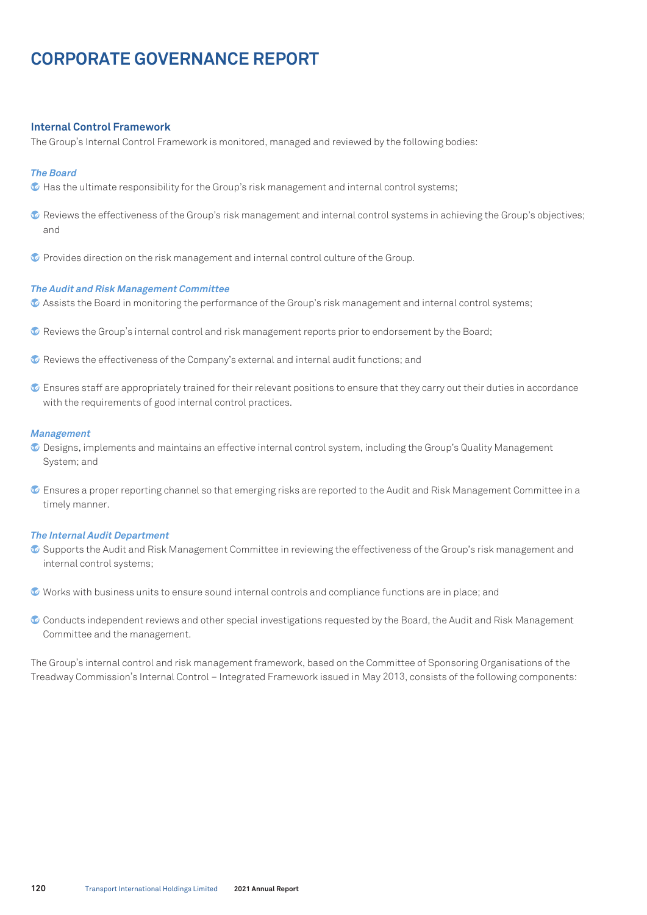# CORPORATE GOVERNANCE REPORT

## Internal Control Framework

The Group's Internal Control Framework is monitored, managed and reviewed by the following bodies:

### *The Board*

- Has the ultimate responsibility for the Group's risk management and internal control systems;
- Reviews the effectiveness of the Group's risk management and internal control systems in achieving the Group's objectives; and
- Provides direction on the risk management and internal control culture of the Group.

### *The Audit and Risk Management Committee*

- Assists the Board in monitoring the performance of the Group's risk management and internal control systems;
- Reviews the Group's internal control and risk management reports prior to endorsement by the Board;
- Reviews the effectiveness of the Company's external and internal audit functions; and
- Ensures staff are appropriately trained for their relevant positions to ensure that they carry out their duties in accordance with the requirements of good internal control practices.

### *Management*

- Designs, implements and maintains an effective internal control system, including the Group's Quality Management System; and
- Ensures a proper reporting channel so that emerging risks are reported to the Audit and Risk Management Committee in a timely manner.

### *The Internal Audit Department*

- Supports the Audit and Risk Management Committee in reviewing the effectiveness of the Group's risk management and internal control systems;
- Works with business units to ensure sound internal controls and compliance functions are in place; and
- Conducts independent reviews and other special investigations requested by the Board, the Audit and Risk Management Committee and the management.

The Group's internal control and risk management framework, based on the Committee of Sponsoring Organisations of the Treadway Commission's Internal Control – Integrated Framework issued in May 2013, consists of the following components: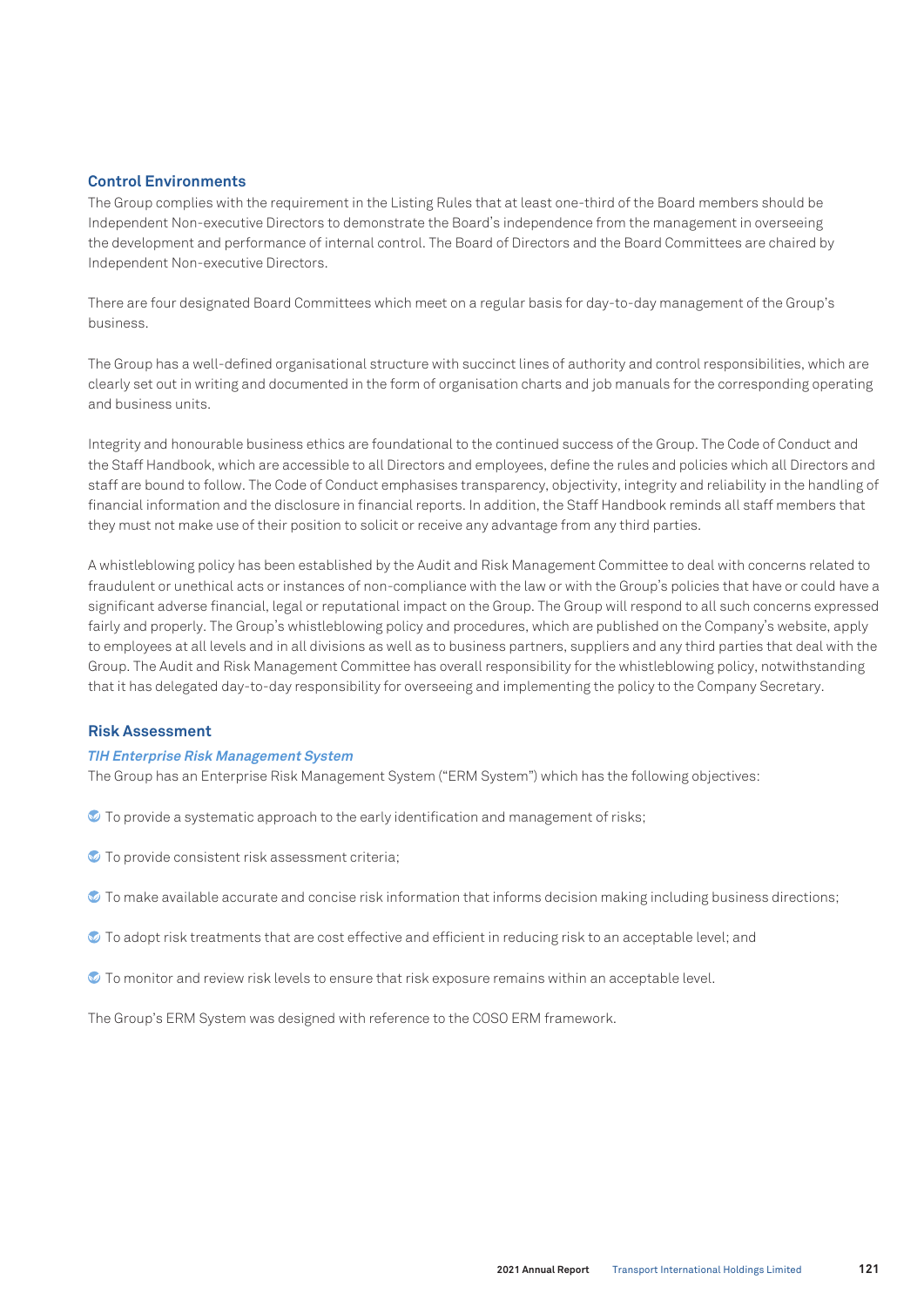## Control Environments

The Group complies with the requirement in the Listing Rules that at least one-third of the Board members should be Independent Non-executive Directors to demonstrate the Board's independence from the management in overseeing the development and performance of internal control. The Board of Directors and the Board Committees are chaired by Independent Non-executive Directors.

There are four designated Board Committees which meet on a regular basis for day-to-day management of the Group's business.

The Group has a well-defined organisational structure with succinct lines of authority and control responsibilities, which are clearly set out in writing and documented in the form of organisation charts and job manuals for the corresponding operating and business units.

Integrity and honourable business ethics are foundational to the continued success of the Group. The Code of Conduct and the Staff Handbook, which are accessible to all Directors and employees, define the rules and policies which all Directors and staff are bound to follow. The Code of Conduct emphasises transparency, objectivity, integrity and reliability in the handling of financial information and the disclosure in financial reports. In addition, the Staff Handbook reminds all staff members that they must not make use of their position to solicit or receive any advantage from any third parties.

A whistleblowing policy has been established by the Audit and Risk Management Committee to deal with concerns related to fraudulent or unethical acts or instances of non-compliance with the law or with the Group's policies that have or could have a significant adverse financial, legal or reputational impact on the Group. The Group will respond to all such concerns expressed fairly and properly. The Group's whistleblowing policy and procedures, which are published on the Company's website, apply to employees at all levels and in all divisions as well as to business partners, suppliers and any third parties that deal with the Group. The Audit and Risk Management Committee has overall responsibility for the whistleblowing policy, notwithstanding that it has delegated day-to-day responsibility for overseeing and implementing the policy to the Company Secretary.

## Risk Assessment

### *TIH Enterprise Risk Management System*

The Group has an Enterprise Risk Management System ("ERM System") which has the following objectives:

- To provide a systematic approach to the early identification and management of risks;
- To provide consistent risk assessment criteria;
- To make available accurate and concise risk information that informs decision making including business directions;
- To adopt risk treatments that are cost effective and efficient in reducing risk to an acceptable level; and
- To monitor and review risk levels to ensure that risk exposure remains within an acceptable level.

The Group's ERM System was designed with reference to the COSO ERM framework.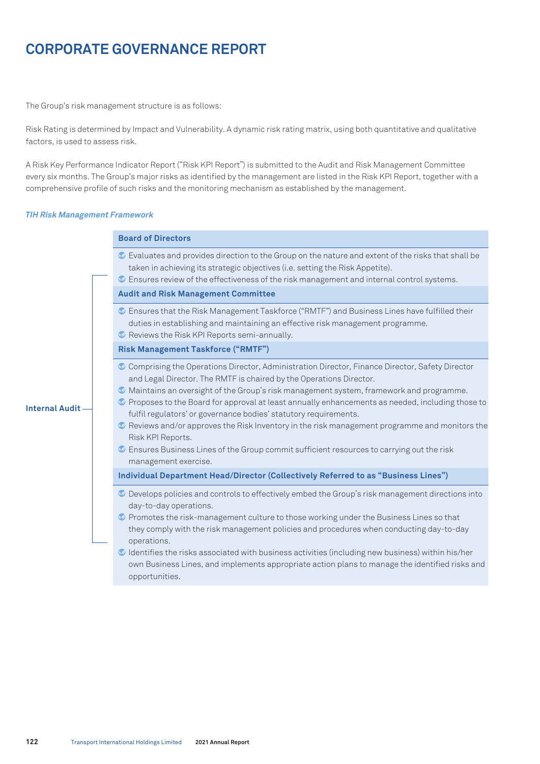# CORPORATE GOVERNANCE REPORT

The Group's risk management structure is as follows:

Risk Rating is determined by Impact and Vulnerability. A dynamic risk rating matrix, using both quantitative and qualitative factors, is used to assess risk.

A Risk Key Performance Indicator Report ("Risk KPI Report") is submitted to the Audit and Risk Management Committee every six months. The Group's major risks as identified by the management are listed in the Risk KPI Report, together with a comprehensive profile of such risks and the monitoring mechanism as established by the management.

***TIH Risk Management Framework***

**Internal Audit**

**Board of Directors**

- Evaluates and provides direction to the Group on the nature and extent of the risks that shall be taken in achieving its strategic objectives (i.e. setting the Risk Appetite).
- Ensures review of the effectiveness of the risk management and internal control systems.

**Audit and Risk Management Committee**

- Ensures that the Risk Management Taskforce ("RMTF") and Business Lines have fulfilled their duties in establishing and maintaining an effective risk management programme.
- Reviews the Risk KPI Reports semi-annually.

**Risk Management Taskforce ("RMTF")**

- Comprising the Operations Director, Administration Director, Finance Director, Safety Director and Legal Director. The RMTF is chaired by the Operations Director.
- Maintains an oversight of the Group's risk management system, framework and programme.
- Proposes to the Board for approval at least annually enhancements as needed, including those to fulfil regulators' or governance bodies' statutory requirements.
- Reviews and/or approves the Risk Inventory in the risk management programme and monitors the Risk KPI Reports.
- Ensures Business Lines of the Group commit sufficient resources to carrying out the risk management exercise.

**Individual Department Head/Director (Collectively Referred to as "Business Lines")**

- Develops policies and controls to effectively embed the Group's risk management directions into day-to-day operations.
- Promotes the risk-management culture to those working under the Business Lines so that they comply with the risk management policies and procedures when conducting day-to-day operations.
- Identifies the risks associated with business activities (including new business) within his/her own Business Lines, and implements appropriate action plans to manage the identified risks and opportunities.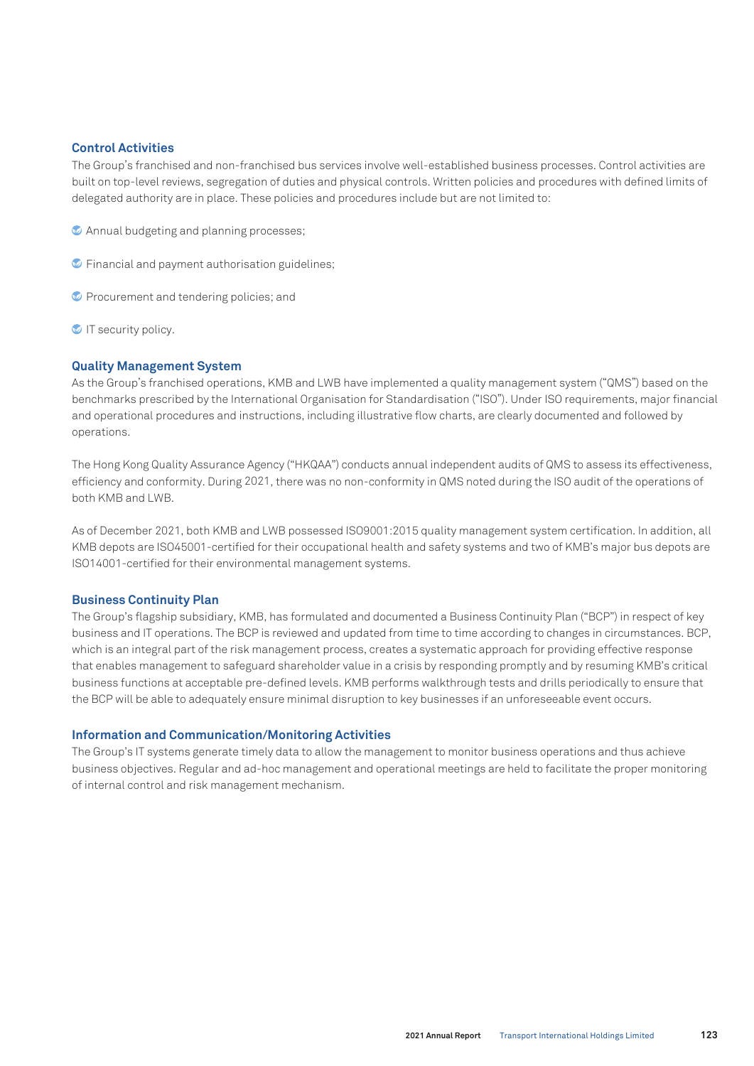### Control Activities

The Group's franchised and non-franchised bus services involve well-established business processes. Control activities are built on top-level reviews, segregation of duties and physical controls. Written policies and procedures with defined limits of delegated authority are in place. These policies and procedures include but are not limited to:

- Annual budgeting and planning processes;
- Financial and payment authorisation guidelines;
- Procurement and tendering policies; and
- IT security policy.

### Quality Management System

As the Group's franchised operations, KMB and LWB have implemented a quality management system ("QMS") based on the benchmarks prescribed by the International Organisation for Standardisation ("ISO"). Under ISO requirements, major financial and operational procedures and instructions, including illustrative flow charts, are clearly documented and followed by operations.

The Hong Kong Quality Assurance Agency ("HKQAA") conducts annual independent audits of QMS to assess its effectiveness, efficiency and conformity. During 2021, there was no non-conformity in QMS noted during the ISO audit of the operations of both KMB and LWB.

As of December 2021, both KMB and LWB possessed ISO9001:2015 quality management system certification. In addition, all KMB depots are ISO45001-certified for their occupational health and safety systems and two of KMB's major bus depots are ISO14001-certified for their environmental management systems.

### Business Continuity Plan

The Group's flagship subsidiary, KMB, has formulated and documented a Business Continuity Plan ("BCP") in respect of key business and IT operations. The BCP is reviewed and updated from time to time according to changes in circumstances. BCP, which is an integral part of the risk management process, creates a systematic approach for providing effective response that enables management to safeguard shareholder value in a crisis by responding promptly and by resuming KMB's critical business functions at acceptable pre-defined levels. KMB performs walkthrough tests and drills periodically to ensure that the BCP will be able to adequately ensure minimal disruption to key businesses if an unforeseeable event occurs.

### Information and Communication/Monitoring Activities

The Group's IT systems generate timely data to allow the management to monitor business operations and thus achieve business objectives. Regular and ad-hoc management and operational meetings are held to facilitate the proper monitoring of internal control and risk management mechanism.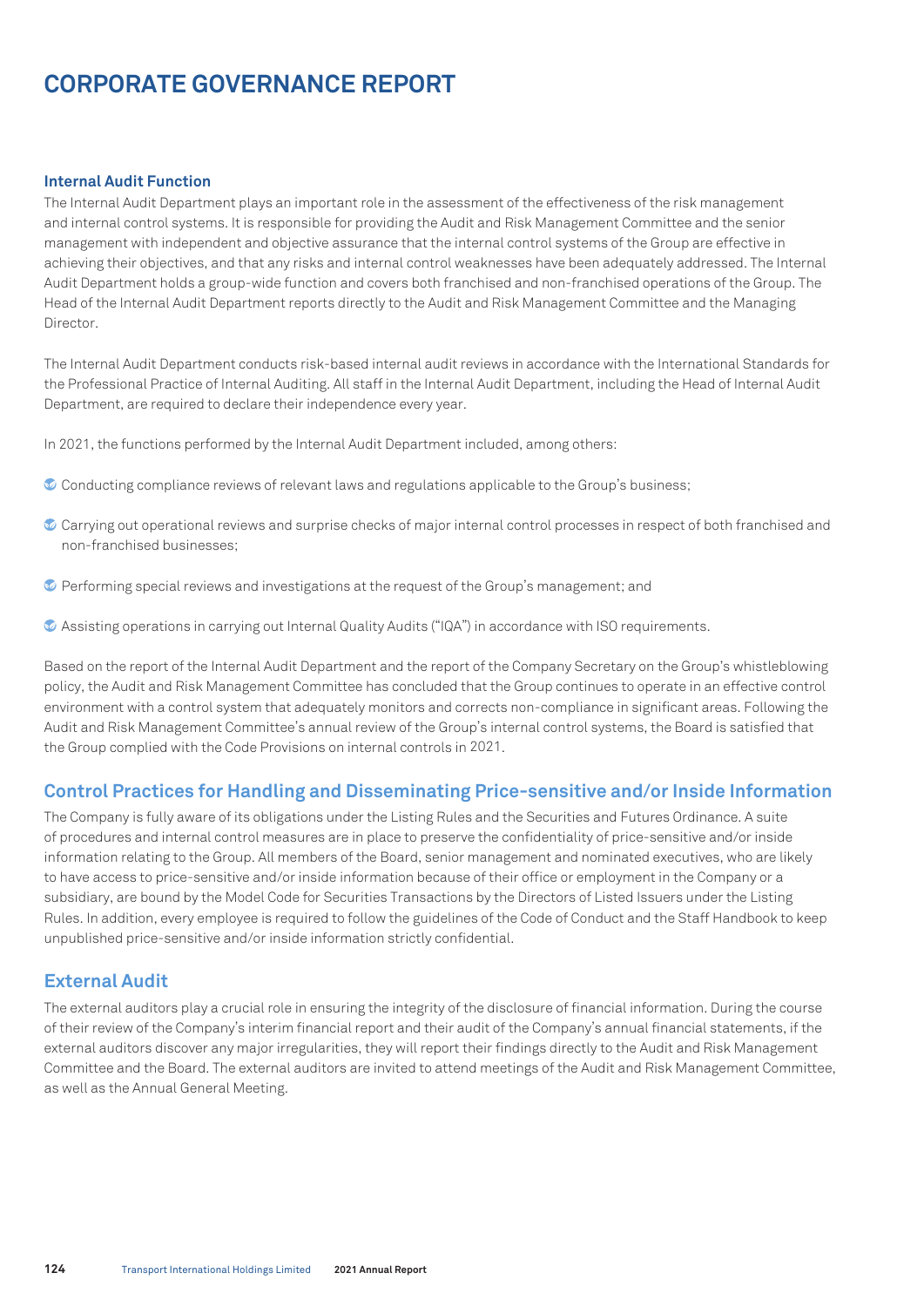# CORPORATE GOVERNANCE REPORT

### Internal Audit Function

The Internal Audit Department plays an important role in the assessment of the effectiveness of the risk management and internal control systems. It is responsible for providing the Audit and Risk Management Committee and the senior management with independent and objective assurance that the internal control systems of the Group are effective in achieving their objectives, and that any risks and internal control weaknesses have been adequately addressed. The Internal Audit Department holds a group-wide function and covers both franchised and non-franchised operations of the Group. The Head of the Internal Audit Department reports directly to the Audit and Risk Management Committee and the Managing Director.

The Internal Audit Department conducts risk-based internal audit reviews in accordance with the International Standards for the Professional Practice of Internal Auditing. All staff in the Internal Audit Department, including the Head of Internal Audit Department, are required to declare their independence every year.

In 2021, the functions performed by the Internal Audit Department included, among others:

- Conducting compliance reviews of relevant laws and regulations applicable to the Group's business;
- Carrying out operational reviews and surprise checks of major internal control processes in respect of both franchised and non-franchised businesses;
- Performing special reviews and investigations at the request of the Group's management; and
- Assisting operations in carrying out Internal Quality Audits ("IQA") in accordance with ISO requirements.

Based on the report of the Internal Audit Department and the report of the Company Secretary on the Group's whistleblowing policy, the Audit and Risk Management Committee has concluded that the Group continues to operate in an effective control environment with a control system that adequately monitors and corrects non-compliance in significant areas. Following the Audit and Risk Management Committee's annual review of the Group's internal control systems, the Board is satisfied that the Group complied with the Code Provisions on internal controls in 2021.

## Control Practices for Handling and Disseminating Price-sensitive and/or Inside Information

The Company is fully aware of its obligations under the Listing Rules and the Securities and Futures Ordinance. A suite of procedures and internal control measures are in place to preserve the confidentiality of price-sensitive and/or inside information relating to the Group. All members of the Board, senior management and nominated executives, who are likely to have access to price-sensitive and/or inside information because of their office or employment in the Company or a subsidiary, are bound by the Model Code for Securities Transactions by the Directors of Listed Issuers under the Listing Rules. In addition, every employee is required to follow the guidelines of the Code of Conduct and the Staff Handbook to keep unpublished price-sensitive and/or inside information strictly confidential.

## External Audit

The external auditors play a crucial role in ensuring the integrity of the disclosure of financial information. During the course of their review of the Company's interim financial report and their audit of the Company's annual financial statements, if the external auditors discover any major irregularities, they will report their findings directly to the Audit and Risk Management Committee and the Board. The external auditors are invited to attend meetings of the Audit and Risk Management Committee, as well as the Annual General Meeting.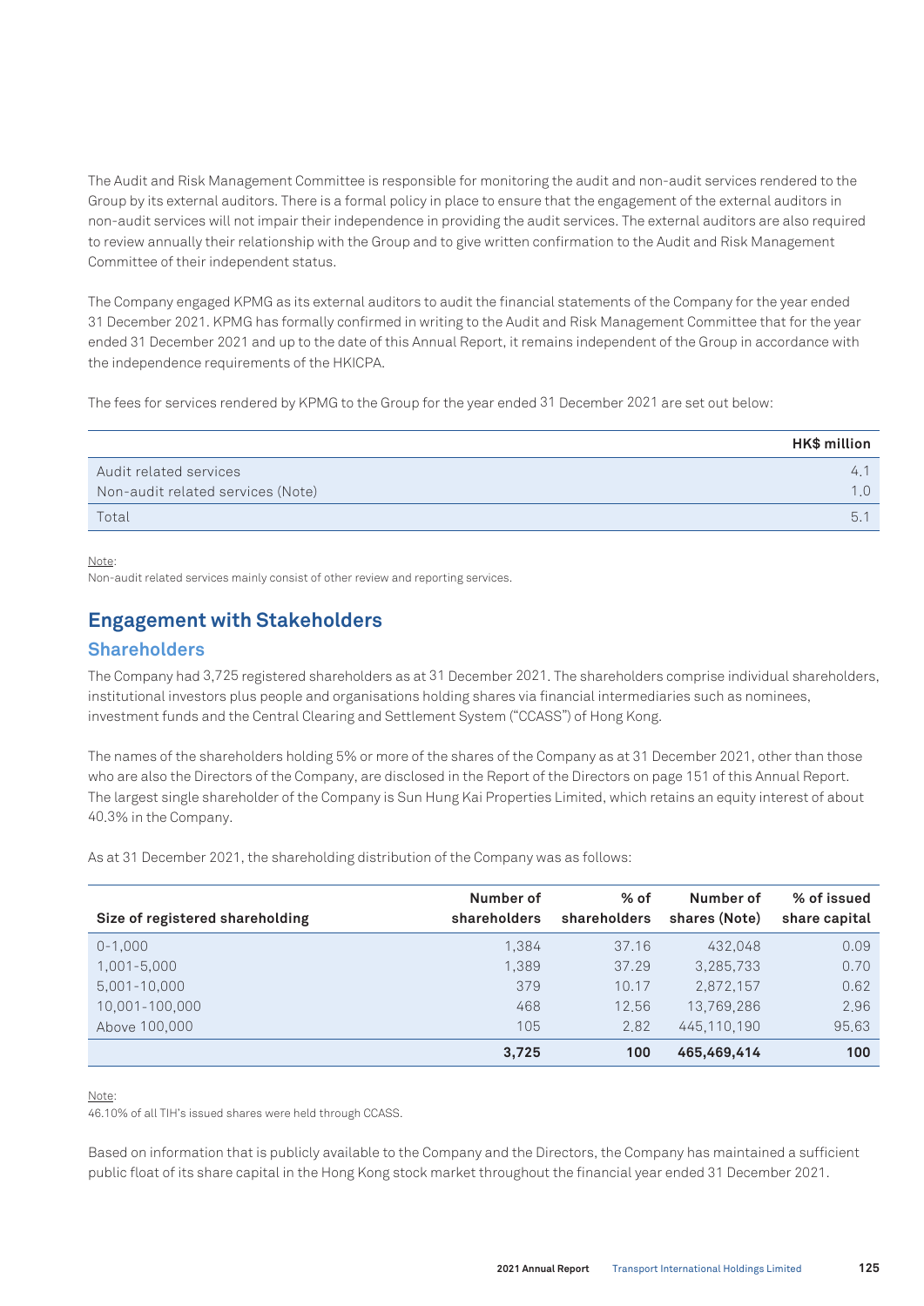The Audit and Risk Management Committee is responsible for monitoring the audit and non-audit services rendered to the Group by its external auditors. There is a formal policy in place to ensure that the engagement of the external auditors in non-audit services will not impair their independence in providing the audit services. The external auditors are also required to review annually their relationship with the Group and to give written confirmation to the Audit and Risk Management Committee of their independent status.

The Company engaged KPMG as its external auditors to audit the financial statements of the Company for the year ended 31 December 2021. KPMG has formally confirmed in writing to the Audit and Risk Management Committee that for the year ended 31 December 2021 and up to the date of this Annual Report, it remains independent of the Group in accordance with the independence requirements of the HKICPA.

The fees for services rendered by KPMG to the Group for the year ended 31 December 2021 are set out below:

| | HK$ million |
|---|---|
| Audit related services | 4.1 |
| Non-audit related services (Note) | 1.0 |
| Total | 5.1 |

Note:
Non-audit related services mainly consist of other review and reporting services.

## Engagement with Stakeholders

### Shareholders

The Company had 3,725 registered shareholders as at 31 December 2021. The shareholders comprise individual shareholders, institutional investors plus people and organisations holding shares via financial intermediaries such as nominees, investment funds and the Central Clearing and Settlement System ("CCASS") of Hong Kong.

The names of the shareholders holding 5% or more of the shares of the Company as at 31 December 2021, other than those who are also the Directors of the Company, are disclosed in the Report of the Directors on page 151 of this Annual Report. The largest single shareholder of the Company is Sun Hung Kai Properties Limited, which retains an equity interest of about 40.3% in the Company.

As at 31 December 2021, the shareholding distribution of the Company was as follows:

| Size of registered shareholding | Number of shareholders | % of shareholders | Number of shares (Note) | % of issued share capital |
|---|---|---|---|---|
| 0-1,000 | 1,384 | 37.16 | 432,048 | 0.09 |
| 1,001-5,000 | 1,389 | 37.29 | 3,285,733 | 0.70 |
| 5,001-10,000 | 379 | 10.17 | 2,872,157 | 0.62 |
| 10,001-100,000 | 468 | 12.56 | 13,769,286 | 2.96 |
| Above 100,000 | 105 | 2.82 | 445,110,190 | 95.63 |
| | **3,725** | **100** | **465,469,414** | **100** |

Note:
46.10% of all TIH's issued shares were held through CCASS.

Based on information that is publicly available to the Company and the Directors, the Company has maintained a sufficient public float of its share capital in the Hong Kong stock market throughout the financial year ended 31 December 2021.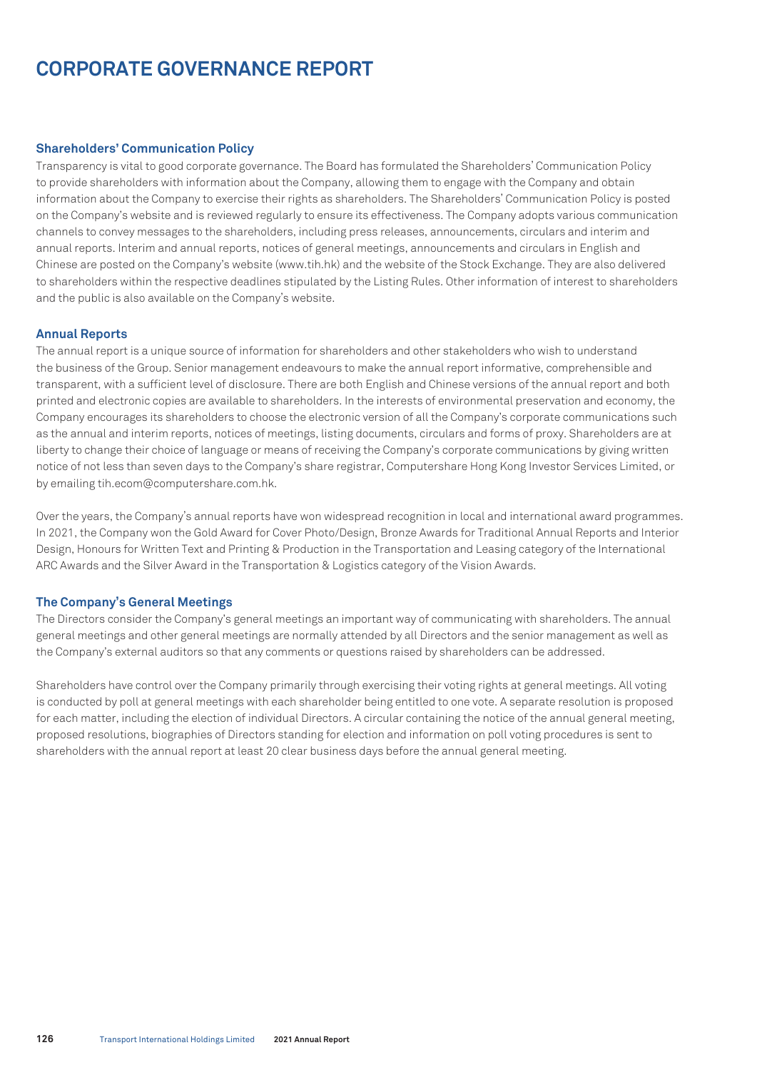# CORPORATE GOVERNANCE REPORT

### Shareholders' Communication Policy

Transparency is vital to good corporate governance. The Board has formulated the Shareholders' Communication Policy to provide shareholders with information about the Company, allowing them to engage with the Company and obtain information about the Company to exercise their rights as shareholders. The Shareholders' Communication Policy is posted on the Company's website and is reviewed regularly to ensure its effectiveness. The Company adopts various communication channels to convey messages to the shareholders, including press releases, announcements, circulars and interim and annual reports. Interim and annual reports, notices of general meetings, announcements and circulars in English and Chinese are posted on the Company's website (www.tih.hk) and the website of the Stock Exchange. They are also delivered to shareholders within the respective deadlines stipulated by the Listing Rules. Other information of interest to shareholders and the public is also available on the Company's website.

### Annual Reports

The annual report is a unique source of information for shareholders and other stakeholders who wish to understand the business of the Group. Senior management endeavours to make the annual report informative, comprehensible and transparent, with a sufficient level of disclosure. There are both English and Chinese versions of the annual report and both printed and electronic copies are available to shareholders. In the interests of environmental preservation and economy, the Company encourages its shareholders to choose the electronic version of all the Company's corporate communications such as the annual and interim reports, notices of meetings, listing documents, circulars and forms of proxy. Shareholders are at liberty to change their choice of language or means of receiving the Company's corporate communications by giving written notice of not less than seven days to the Company's share registrar, Computershare Hong Kong Investor Services Limited, or by emailing tih.ecom@computershare.com.hk.

Over the years, the Company's annual reports have won widespread recognition in local and international award programmes. In 2021, the Company won the Gold Award for Cover Photo/Design, Bronze Awards for Traditional Annual Reports and Interior Design, Honours for Written Text and Printing & Production in the Transportation and Leasing category of the International ARC Awards and the Silver Award in the Transportation & Logistics category of the Vision Awards.

### The Company's General Meetings

The Directors consider the Company's general meetings an important way of communicating with shareholders. The annual general meetings and other general meetings are normally attended by all Directors and the senior management as well as the Company's external auditors so that any comments or questions raised by shareholders can be addressed.

Shareholders have control over the Company primarily through exercising their voting rights at general meetings. All voting is conducted by poll at general meetings with each shareholder being entitled to one vote. A separate resolution is proposed for each matter, including the election of individual Directors. A circular containing the notice of the annual general meeting, proposed resolutions, biographies of Directors standing for election and information on poll voting procedures is sent to shareholders with the annual report at least 20 clear business days before the annual general meeting.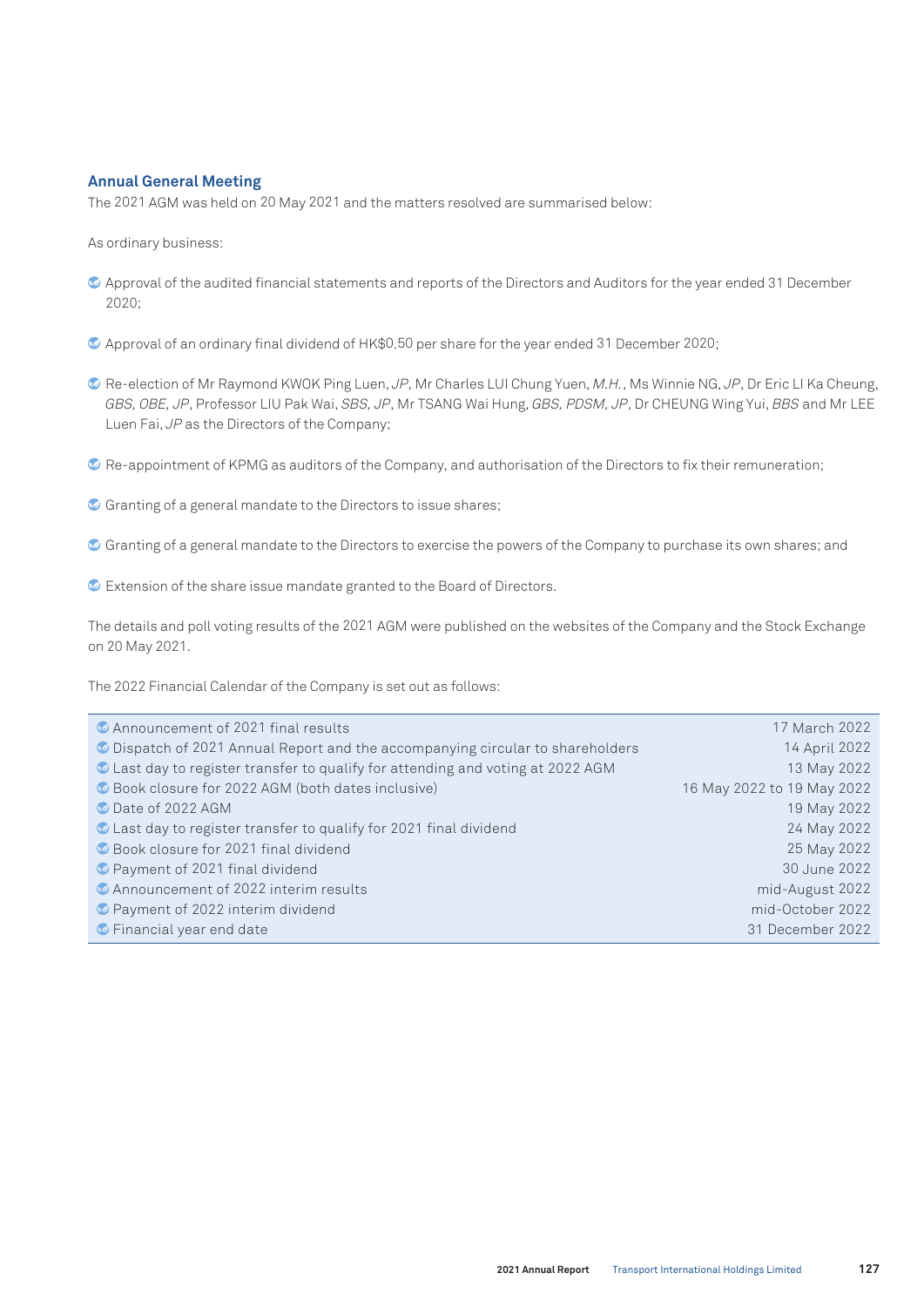## Annual General Meeting

The 2021 AGM was held on 20 May 2021 and the matters resolved are summarised below:

As ordinary business:

- Approval of the audited financial statements and reports of the Directors and Auditors for the year ended 31 December 2020;
- Approval of an ordinary final dividend of HK$0.50 per share for the year ended 31 December 2020;
- Re-election of Mr Raymond KWOK Ping Luen, *JP*, Mr Charles LUI Chung Yuen, *M.H.*, Ms Winnie NG, *JP*, Dr Eric LI Ka Cheung, *GBS, OBE, JP*, Professor LIU Pak Wai, *SBS, JP*, Mr TSANG Wai Hung, *GBS, PDSM, JP*, Dr CHEUNG Wing Yui, *BBS* and Mr LEE Luen Fai, *JP* as the Directors of the Company;
- Re-appointment of KPMG as auditors of the Company, and authorisation of the Directors to fix their remuneration;
- Granting of a general mandate to the Directors to issue shares;
- Granting of a general mandate to the Directors to exercise the powers of the Company to purchase its own shares; and
- Extension of the share issue mandate granted to the Board of Directors.

The details and poll voting results of the 2021 AGM were published on the websites of the Company and the Stock Exchange on 20 May 2021.

The 2022 Financial Calendar of the Company is set out as follows:

| Event | Date |
|---|---|
| Announcement of 2021 final results | 17 March 2022 |
| Dispatch of 2021 Annual Report and the accompanying circular to shareholders | 14 April 2022 |
| Last day to register transfer to qualify for attending and voting at 2022 AGM | 13 May 2022 |
| Book closure for 2022 AGM (both dates inclusive) | 16 May 2022 to 19 May 2022 |
| Date of 2022 AGM | 19 May 2022 |
| Last day to register transfer to qualify for 2021 final dividend | 24 May 2022 |
| Book closure for 2021 final dividend | 25 May 2022 |
| Payment of 2021 final dividend | 30 June 2022 |
| Announcement of 2022 interim results | mid-August 2022 |
| Payment of 2022 interim dividend | mid-October 2022 |
| Financial year end date | 31 December 2022 |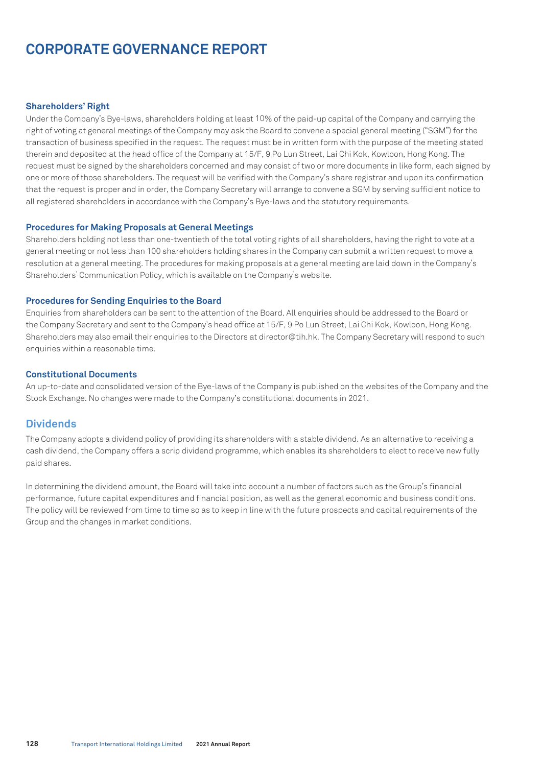# CORPORATE GOVERNANCE REPORT

### Shareholders' Right

Under the Company's Bye-laws, shareholders holding at least 10% of the paid-up capital of the Company and carrying the right of voting at general meetings of the Company may ask the Board to convene a special general meeting ("SGM") for the transaction of business specified in the request. The request must be in written form with the purpose of the meeting stated therein and deposited at the head office of the Company at 15/F, 9 Po Lun Street, Lai Chi Kok, Kowloon, Hong Kong. The request must be signed by the shareholders concerned and may consist of two or more documents in like form, each signed by one or more of those shareholders. The request will be verified with the Company's share registrar and upon its confirmation that the request is proper and in order, the Company Secretary will arrange to convene a SGM by serving sufficient notice to all registered shareholders in accordance with the Company's Bye-laws and the statutory requirements.

### Procedures for Making Proposals at General Meetings

Shareholders holding not less than one-twentieth of the total voting rights of all shareholders, having the right to vote at a general meeting or not less than 100 shareholders holding shares in the Company can submit a written request to move a resolution at a general meeting. The procedures for making proposals at a general meeting are laid down in the Company's Shareholders' Communication Policy, which is available on the Company's website.

### Procedures for Sending Enquiries to the Board

Enquiries from shareholders can be sent to the attention of the Board. All enquiries should be addressed to the Board or the Company Secretary and sent to the Company's head office at 15/F, 9 Po Lun Street, Lai Chi Kok, Kowloon, Hong Kong. Shareholders may also email their enquiries to the Directors at director@tih.hk. The Company Secretary will respond to such enquiries within a reasonable time.

### Constitutional Documents

An up-to-date and consolidated version of the Bye-laws of the Company is published on the websites of the Company and the Stock Exchange. No changes were made to the Company's constitutional documents in 2021.

## Dividends

The Company adopts a dividend policy of providing its shareholders with a stable dividend. As an alternative to receiving a cash dividend, the Company offers a scrip dividend programme, which enables its shareholders to elect to receive new fully paid shares.

In determining the dividend amount, the Board will take into account a number of factors such as the Group's financial performance, future capital expenditures and financial position, as well as the general economic and business conditions. The policy will be reviewed from time to time so as to keep in line with the future prospects and capital requirements of the Group and the changes in market conditions.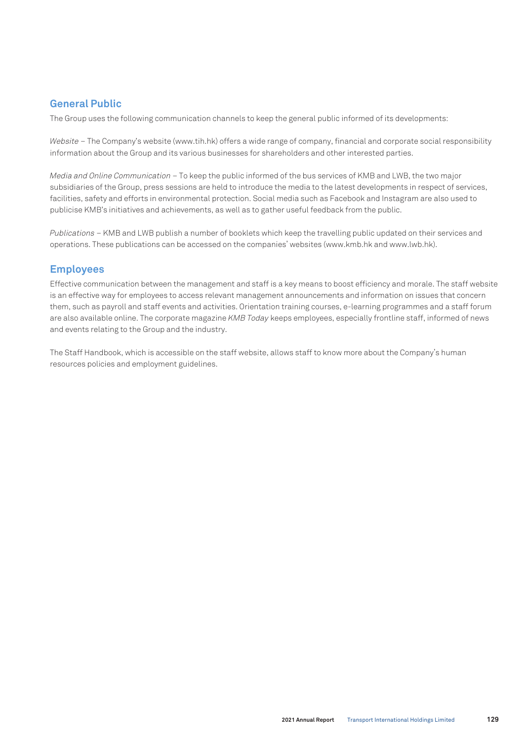## General Public

The Group uses the following communication channels to keep the general public informed of its developments:

*Website* – The Company's website (www.tih.hk) offers a wide range of company, financial and corporate social responsibility information about the Group and its various businesses for shareholders and other interested parties.

*Media and Online Communication* – To keep the public informed of the bus services of KMB and LWB, the two major subsidiaries of the Group, press sessions are held to introduce the media to the latest developments in respect of services, facilities, safety and efforts in environmental protection. Social media such as Facebook and Instagram are also used to publicise KMB's initiatives and achievements, as well as to gather useful feedback from the public.

*Publications* – KMB and LWB publish a number of booklets which keep the travelling public updated on their services and operations. These publications can be accessed on the companies' websites (www.kmb.hk and www.lwb.hk).

## Employees

Effective communication between the management and staff is a key means to boost efficiency and morale. The staff website is an effective way for employees to access relevant management announcements and information on issues that concern them, such as payroll and staff events and activities. Orientation training courses, e-learning programmes and a staff forum are also available online. The corporate magazine *KMB Today* keeps employees, especially frontline staff, informed of news and events relating to the Group and the industry.

The Staff Handbook, which is accessible on the staff website, allows staff to know more about the Company's human resources policies and employment guidelines.